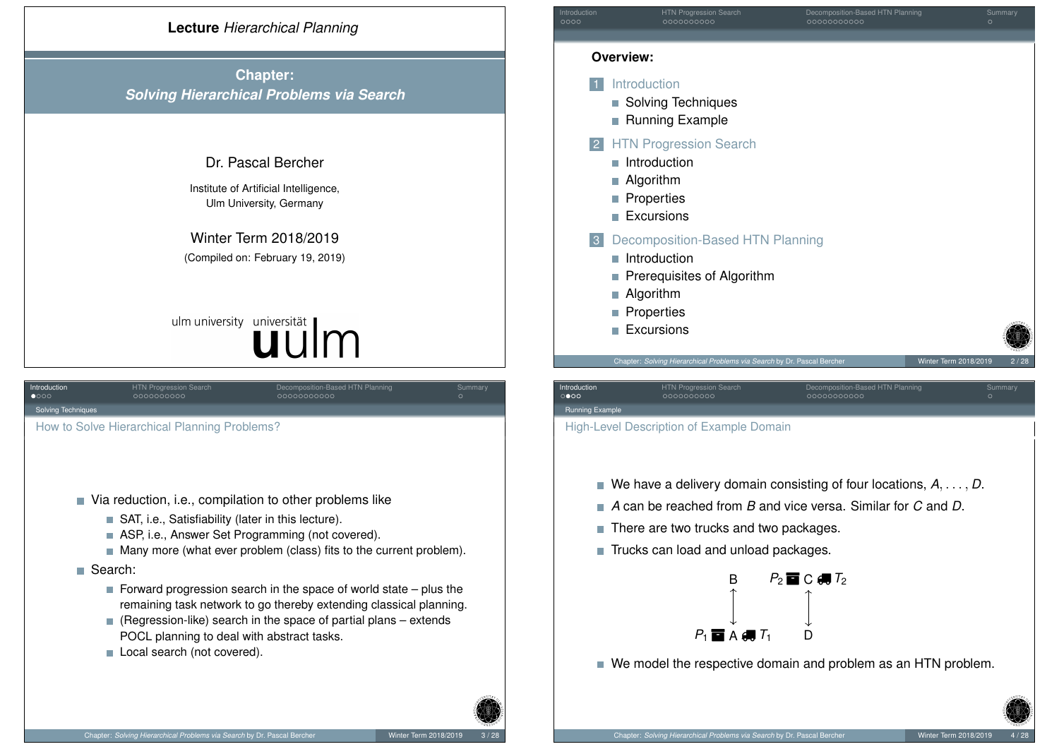# Lecture *Hierarchical Planning*

## Chapter: *Solving Hierarchical Problems via Search*

Dr. Pascal Bercher

Institute of Artificial Intelligence,
Ulm University, Germany

Winter Term 2018/2019

(Compiled on: February 19, 2019)

ulm university universität uulm

---

**Overview:**

1. Introduction
   - Solving Techniques
   - Running Example
2. HTN Progression Search
   - Introduction
   - Algorithm
   - Properties
   - Excursions
3. Decomposition-Based HTN Planning
   - Introduction
   - Prerequisites of Algorithm
   - Algorithm
   - Properties
   - Excursions

---

## How to Solve Hierarchical Planning Problems?

- Via reduction, i.e., compilation to other problems like
  - SAT, i.e., Satisfiability (later in this lecture).
  - ASP, i.e., Answer Set Programming (not covered).
  - Many more (what ever problem (class) fits to the current problem).
- Search:
  - Forward progression search in the space of world state – plus the remaining task network to go thereby extending classical planning.
  - (Regression-like) search in the space of partial plans – extends POCL planning to deal with abstract tasks.
  - Local search (not covered).

---

## High-Level Description of Example Domain

- We have a delivery domain consisting of four locations, $A, \ldots, D$.
- $A$ can be reached from $B$ and vice versa. Similar for $C$ and $D$.
- There are two trucks and two packages.
- Trucks can load and unload packages.

B $P_2$ C $T_2$

$P_1$ A $T_1$ D

- We model the respective domain and problem as an HTN problem.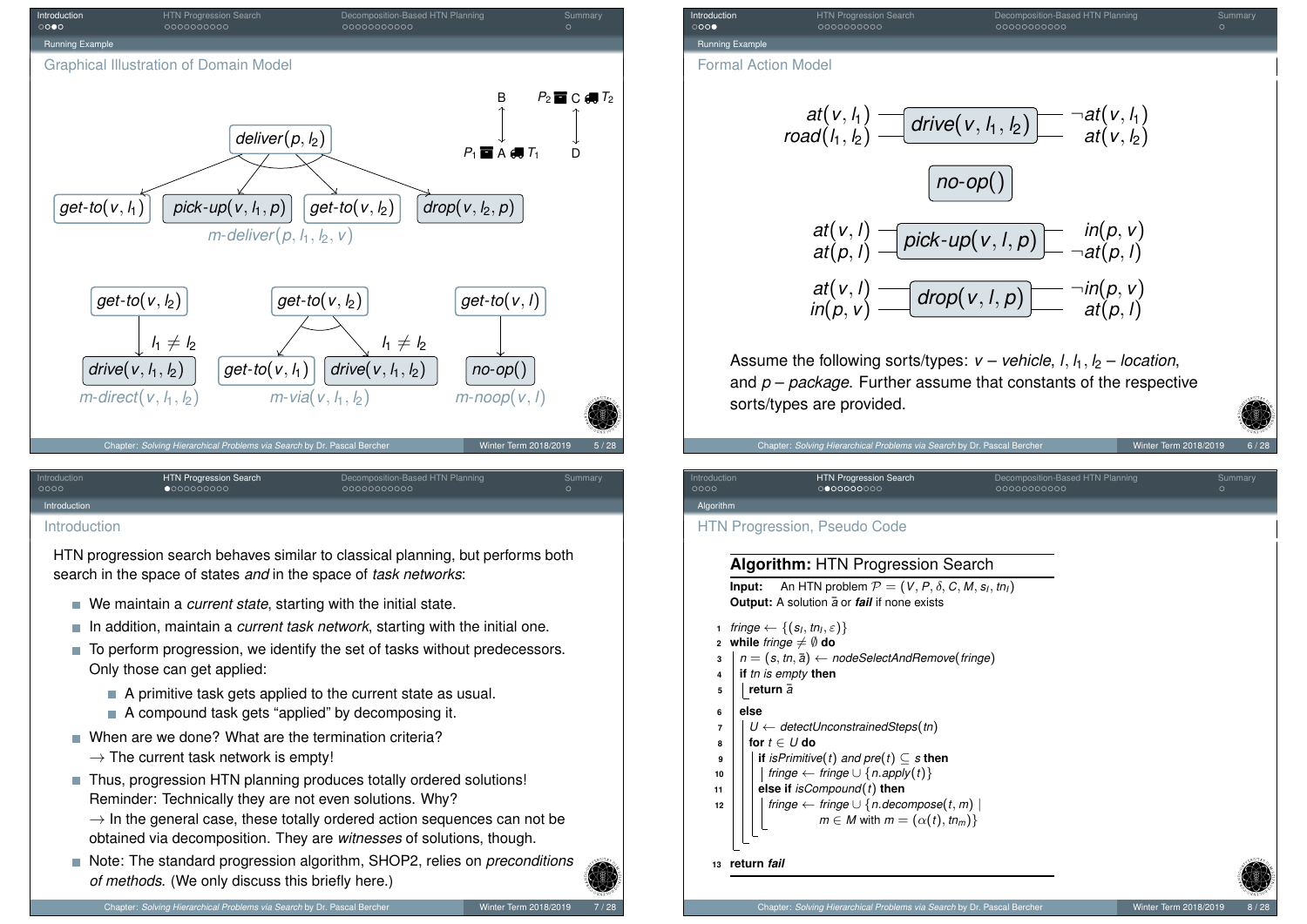## Running Example

### Graphical Illustration of Domain Model

$deliver(p, l_2)$ decomposes via $m\text{-}deliver(p, l_1, l_2, v)$ into: $get\text{-}to(v, l_1)$, $pick\text{-}up(v, l_1, p)$, $get\text{-}to(v, l_2)$, $drop(v, l_2, p)$

$get\text{-}to(v, l_2)$ decomposes via $m\text{-}direct(v, l_1, l_2)$ into: $drive(v, l_1, l_2)$ with $l_1 \neq l_2$

$get\text{-}to(v, l_2)$ decomposes via $m\text{-}via(v, l_1, l_2)$ into: $get\text{-}to(v, l_1)$, $drive(v, l_1, l_2)$ with $l_1 \neq l_2$

$get\text{-}to(v, l)$ decomposes via $m\text{-}noop(v, l)$ into: $no\text{-}op()$

Map: B, $P_2$ C $T_2$, $P_1$ A $T_1$, D

## Running Example

### Formal Action Model

$drive(v, l_1, l_2)$: preconditions $at(v, l_1)$, $road(l_1, l_2)$; effects $\neg at(v, l_1)$, $at(v, l_2)$

$no\text{-}op()$

$pick\text{-}up(v, l, p)$: preconditions $at(v, l)$, $at(p, l)$; effects $in(p, v)$, $\neg at(p, l)$

$drop(v, l, p)$: preconditions $at(v, l)$, $in(p, v)$; effects $\neg in(p, v)$, $at(p, l)$

Assume the following sorts/types: $v$ – *vehicle*, $l, l_1, l_2$ – *location*, and $p$ – *package*. Further assume that constants of the respective sorts/types are provided.

## Introduction

### Introduction

HTN progression search behaves similar to classical planning, but performs both search in the space of states *and* in the space of *task networks*:

- We maintain a *current state*, starting with the initial state.
- In addition, maintain a *current task network*, starting with the initial one.
- To perform progression, we identify the set of tasks without predecessors. Only those can get applied:
  - A primitive task gets applied to the current state as usual.
  - A compound task gets "applied" by decomposing it.
- When are we done? What are the termination criteria? → The current task network is empty!
- Thus, progression HTN planning produces totally ordered solutions! Reminder: Technically they are not even solutions. Why? → In the general case, these totally ordered action sequences can not be obtained via decomposition. They are *witnesses* of solutions, though.
- Note: The standard progression algorithm, SHOP2, relies on *preconditions of methods*. (We only discuss this briefly here.)

## Algorithm

### HTN Progression, Pseudo Code

**Algorithm:** HTN Progression Search

**Input:** An HTN problem $\mathcal{P} = (V, P, \delta, C, M, s_I, tn_I)$
**Output:** A solution $\bar{a}$ or ***fail*** if none exists

```
1  fringe ← {(s_I, tn_I, ε)}
2  while fringe ≠ ∅ do
3      n = (s, tn, ā) ← nodeSelectAndRemove(fringe)
4      if tn is empty then
5          return ā
6      else
7          U ← detectUnconstrainedSteps(tn)
8          for t ∈ U do
9              if isPrimitive(t) and pre(t) ⊆ s then
10                 fringe ← fringe ∪ {n.apply(t)}
11             else if isCompound(t) then
12                 fringe ← fringe ∪ {n.decompose(t, m) |
                                      m ∈ M with m = (α(t), tn_m)}
13 return fail
```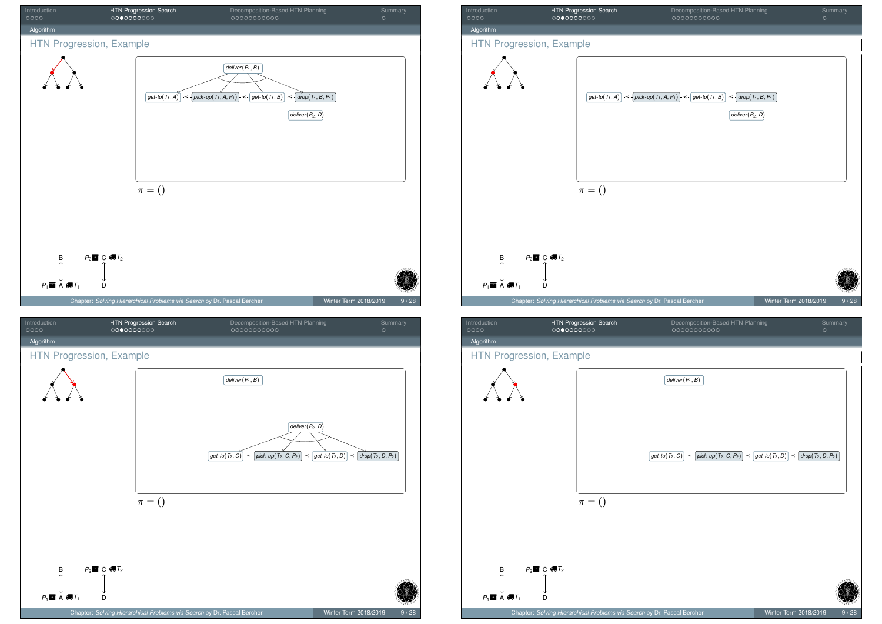## HTN Progression, Example

$deliver(P_1, B)$

$get\text{-}to(T_1, A)$ — $pick\text{-}up(T_1, A, P_1)$ — $get\text{-}to(T_1, B)$ — $drop(T_1, B, P_1)$

$deliver(P_2, D)$

$\pi = ()$

B　$P_2$ C $T_2$

$P_1$ A $T_1$　D

## HTN Progression, Example

$get\text{-}to(T_1, A)$ — $pick\text{-}up(T_1, A, P_1)$ — $get\text{-}to(T_1, B)$ — $drop(T_1, B, P_1)$

$deliver(P_2, D)$

$\pi = ()$

B　$P_2$ C $T_2$

$P_1$ A $T_1$　D

## HTN Progression, Example

$deliver(P_1, B)$

$deliver(P_2, D)$

$get\text{-}to(T_2, C)$ — $pick\text{-}up(T_2, C, P_2)$ — $get\text{-}to(T_2, D)$ — $drop(T_2, D, P_2)$

$\pi = ()$

B　$P_2$ C $T_2$

$P_1$ A $T_1$　D

## HTN Progression, Example

$deliver(P_1, B)$

$get\text{-}to(T_2, C)$ — $pick\text{-}up(T_2, C, P_2)$ — $get\text{-}to(T_2, D)$ — $drop(T_2, D, P_2)$

$\pi = ()$

B　$P_2$ C $T_2$

$P_1$ A $T_1$　D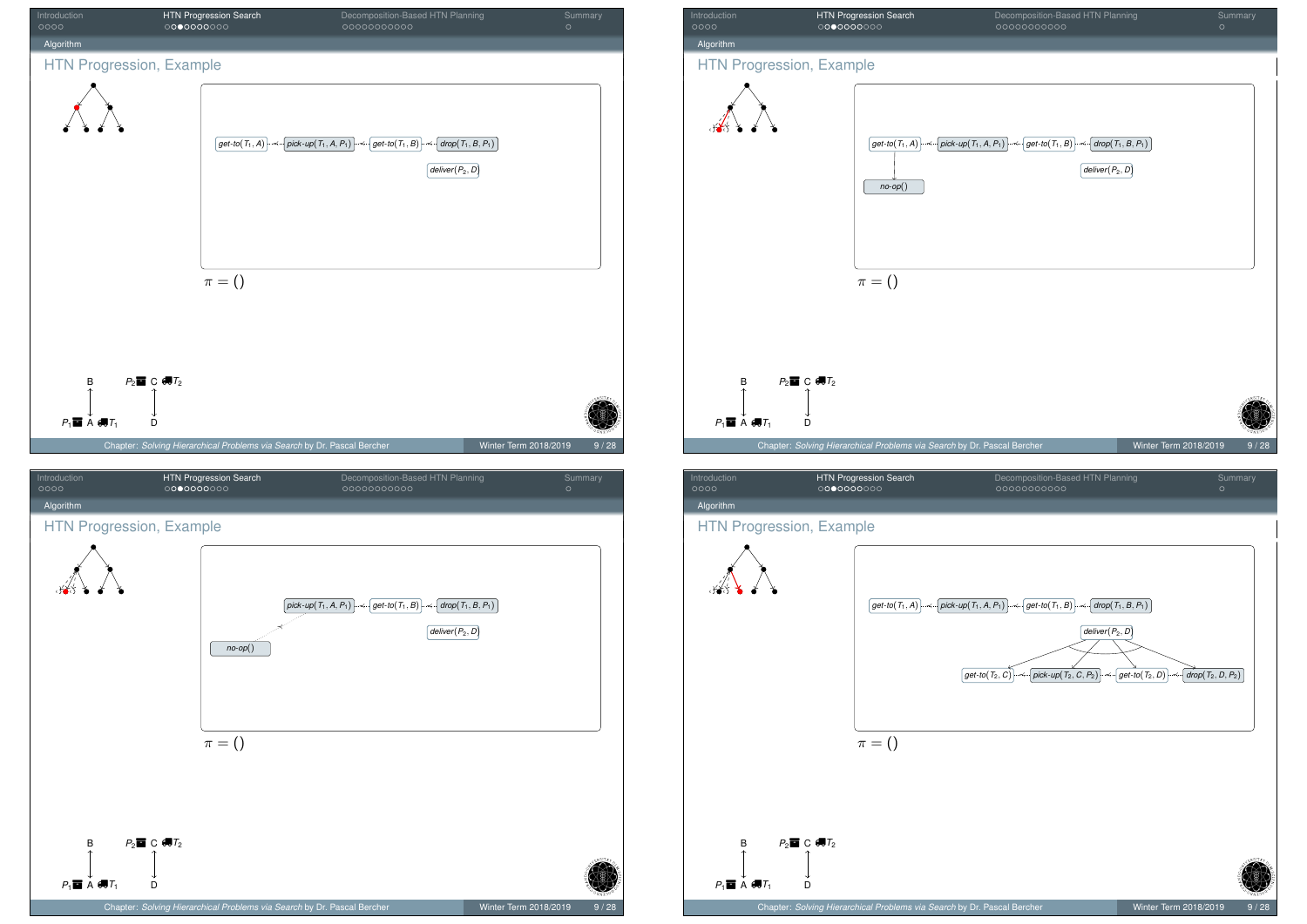## HTN Progression, Example

*get-to*($T_1$, A) — *pick-up*($T_1$, A, $P_1$) — *get-to*($T_1$, B) — *drop*($T_1$, B, $P_1$)

*deliver*($P_2$, D)

$\pi = ()$

B, $P_2$ C $T_2$, $P_1$ A $T_1$, D

## HTN Progression, Example

*get-to*($T_1$, A) — *pick-up*($T_1$, A, $P_1$) — *get-to*($T_1$, B) — *drop*($T_1$, B, $P_1$)

*deliver*($P_2$, D)

*no-op*()

$\pi = ()$

B, $P_2$ C $T_2$, $P_1$ A $T_1$, D

## HTN Progression, Example

*pick-up*($T_1$, A, $P_1$) — *get-to*($T_1$, B) — *drop*($T_1$, B, $P_1$)

*deliver*($P_2$, D)

*no-op*()

$\pi = ()$

B, $P_2$ C $T_2$, $P_1$ A $T_1$, D

## HTN Progression, Example

*get-to*($T_1$, A) — *pick-up*($T_1$, A, $P_1$) — *get-to*($T_1$, B) — *drop*($T_1$, B, $P_1$)

*deliver*($P_2$, D)

*get-to*($T_2$, C) — *pick-up*($T_2$, C, $P_2$) — *get-to*($T_2$, D) — *drop*($T_2$, D, $P_2$)

$\pi = ()$

B, $P_2$ C $T_2$, $P_1$ A $T_1$, D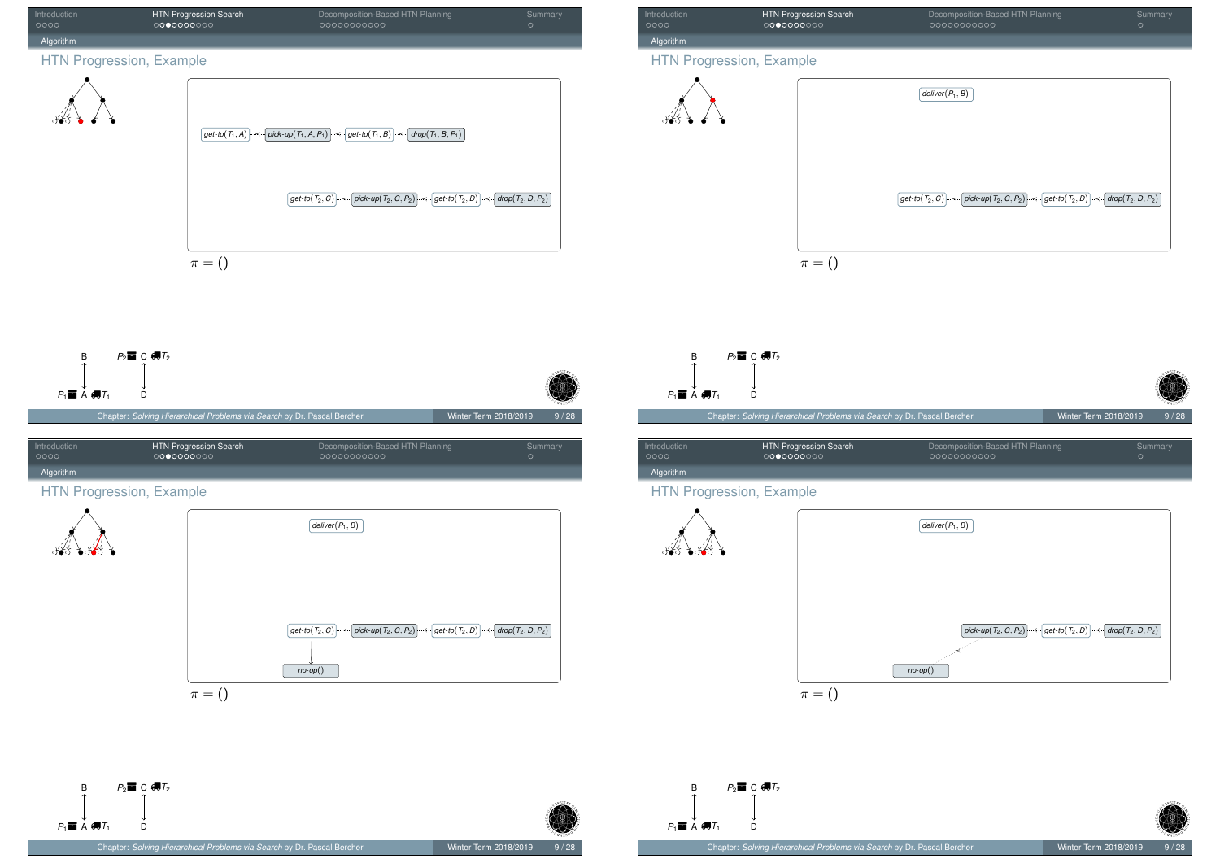## HTN Progression, Example

get-to($T_1$, $A$) — pick-up($T_1$, $A$, $P_1$) — get-to($T_1$, $B$) — drop($T_1$, $B$, $P_1$)

get-to($T_2$, $C$) — pick-up($T_2$, $C$, $P_2$) — get-to($T_2$, $D$) — drop($T_2$, $D$, $P_2$)

$\pi = ()$

B, $P_2$ C $T_2$, $P_1$ A $T_1$, D

## HTN Progression, Example

deliver($P_1$, $B$)

get-to($T_2$, $C$) — pick-up($T_2$, $C$, $P_2$) — get-to($T_2$, $D$) — drop($T_2$, $D$, $P_2$)

$\pi = ()$

B, $P_2$ C $T_2$, $P_1$ A $T_1$, D

## HTN Progression, Example

deliver($P_1$, $B$)

get-to($T_2$, $C$) — pick-up($T_2$, $C$, $P_2$) — get-to($T_2$, $D$) — drop($T_2$, $D$, $P_2$)

no-op()

$\pi = ()$

B, $P_2$ C $T_2$, $P_1$ A $T_1$, D

## HTN Progression, Example

deliver($P_1$, $B$)

pick-up($T_2$, $C$, $P_2$) — get-to($T_2$, $D$) — drop($T_2$, $D$, $P_2$)

no-op()

$\pi = ()$

B, $P_2$ C $T_2$, $P_1$ A $T_1$, D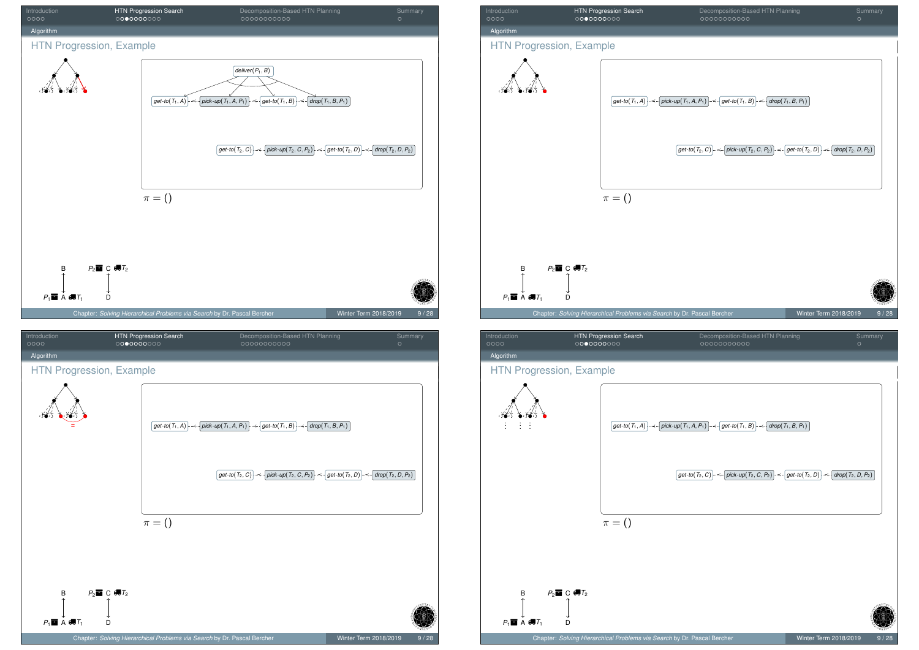## HTN Progression, Example

$deliver(P_1, B)$

$get\text{-}to(T_1, A)$ — $pick\text{-}up(T_1, A, P_1)$ — $get\text{-}to(T_1, B)$ — $drop(T_1, B, P_1)$

$get\text{-}to(T_2, C)$ — $pick\text{-}up(T_2, C, P_2)$ — $get\text{-}to(T_2, D)$ — $drop(T_2, D, P_2)$

$\pi = ()$

B, A, C, D; $P_1$ at A with $T_1$; $P_2$ at C with $T_2$

## HTN Progression, Example

$get\text{-}to(T_1, A)$ — $pick\text{-}up(T_1, A, P_1)$ — $get\text{-}to(T_1, B)$ — $drop(T_1, B, P_1)$

$get\text{-}to(T_2, C)$ — $pick\text{-}up(T_2, C, P_2)$ — $get\text{-}to(T_2, D)$ — $drop(T_2, D, P_2)$

$\pi = ()$

## HTN Progression, Example

$get\text{-}to(T_1, A)$ — $pick\text{-}up(T_1, A, P_1)$ — $get\text{-}to(T_1, B)$ — $drop(T_1, B, P_1)$

$get\text{-}to(T_2, C)$ — $pick\text{-}up(T_2, C, P_2)$ — $get\text{-}to(T_2, D)$ — $drop(T_2, D, P_2)$

$\pi = ()$

## HTN Progression, Example

$get\text{-}to(T_1, A)$ — $pick\text{-}up(T_1, A, P_1)$ — $get\text{-}to(T_1, B)$ — $drop(T_1, B, P_1)$

$get\text{-}to(T_2, C)$ — $pick\text{-}up(T_2, C, P_2)$ — $get\text{-}to(T_2, D)$ — $drop(T_2, D, P_2)$

$\pi = ()$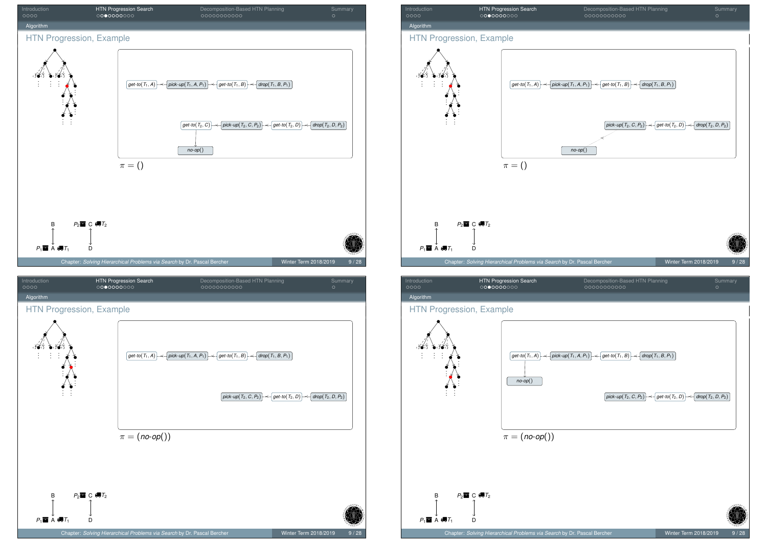## HTN Progression, Example

get-to($T_1$, $A$) → pick-up($T_1$, $A$, $P_1$) → get-to($T_1$, $B$) → drop($T_1$, $B$, $P_1$)

get-to($T_2$, $C$) → pick-up($T_2$, $C$, $P_2$) → get-to($T_2$, $D$) → drop($T_2$, $D$, $P_2$)

no-op()

$\pi = ()$

B, A, C, D, $P_1$, $P_2$, $T_1$, $T_2$

## HTN Progression, Example

get-to($T_1$, $A$) → pick-up($T_1$, $A$, $P_1$) → get-to($T_1$, $B$) → drop($T_1$, $B$, $P_1$)

pick-up($T_2$, $C$, $P_2$) → get-to($T_2$, $D$) → drop($T_2$, $D$, $P_2$)

no-op()

$\pi = ()$

B, A, C, D, $P_1$, $P_2$, $T_1$, $T_2$

## HTN Progression, Example

get-to($T_1$, $A$) → pick-up($T_1$, $A$, $P_1$) → get-to($T_1$, $B$) → drop($T_1$, $B$, $P_1$)

pick-up($T_2$, $C$, $P_2$) → get-to($T_2$, $D$) → drop($T_2$, $D$, $P_2$)

$\pi = (\textit{no-op}())$

B, A, C, D, $P_1$, $P_2$, $T_1$, $T_2$

## HTN Progression, Example

get-to($T_1$, $A$) → pick-up($T_1$, $A$, $P_1$) → get-to($T_1$, $B$) → drop($T_1$, $B$, $P_1$)

no-op()

pick-up($T_2$, $C$, $P_2$) → get-to($T_2$, $D$) → drop($T_2$, $D$, $P_2$)

$\pi = (\textit{no-op}())$

B, A, C, D, $P_1$, $P_2$, $T_1$, $T_2$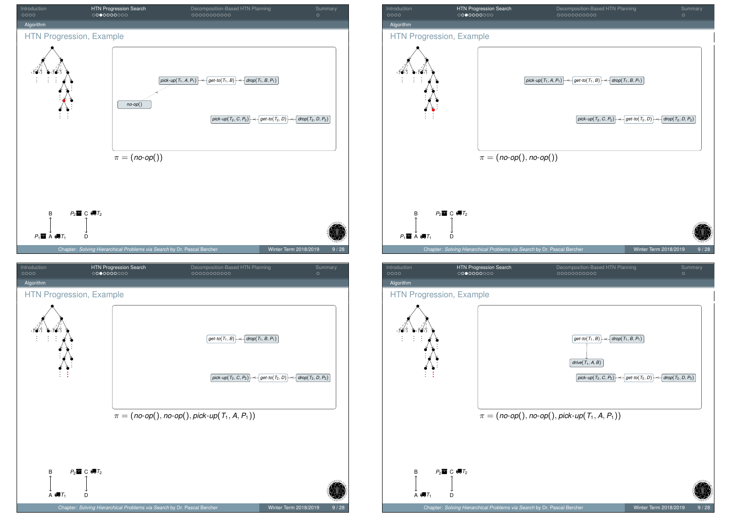## HTN Progression, Example

*pick-up*($T_1$, $A$, $P_1$) — *get-to*($T_1$, $B$) — *drop*($T_1$, $B$, $P_1$)

*no-op*()

*pick-up*($T_2$, $C$, $P_2$) — *get-to*($T_2$, $D$) — *drop*($T_2$, $D$, $P_2$)

$\pi = (\textit{no-op}())$

B, $P_2$ C $T_2$, $P_1$ A $T_1$, D

## HTN Progression, Example

*pick-up*($T_1$, $A$, $P_1$) — *get-to*($T_1$, $B$) — *drop*($T_1$, $B$, $P_1$)

*pick-up*($T_2$, $C$, $P_2$) — *get-to*($T_2$, $D$) — *drop*($T_2$, $D$, $P_2$)

$\pi = (\textit{no-op}(), \textit{no-op}())$

B, $P_2$ C $T_2$, $P_1$ A $T_1$, D

## HTN Progression, Example

*get-to*($T_1$, $B$) — *drop*($T_1$, $B$, $P_1$)

*pick-up*($T_2$, $C$, $P_2$) — *get-to*($T_2$, $D$) — *drop*($T_2$, $D$, $P_2$)

$\pi = (\textit{no-op}(), \textit{no-op}(), \textit{pick-up}(T_1, A, P_1))$

B, $P_2$ C $T_2$, A $T_1$, D

## HTN Progression, Example

*get-to*($T_1$, $B$) — *drop*($T_1$, $B$, $P_1$)

*drive*($T_1$, $A$, $B$)

*pick-up*($T_2$, $C$, $P_2$) — *get-to*($T_2$, $D$) — *drop*($T_2$, $D$, $P_2$)

$\pi = (\textit{no-op}(), \textit{no-op}(), \textit{pick-up}(T_1, A, P_1))$

B, $P_2$ C $T_2$, A $T_1$, D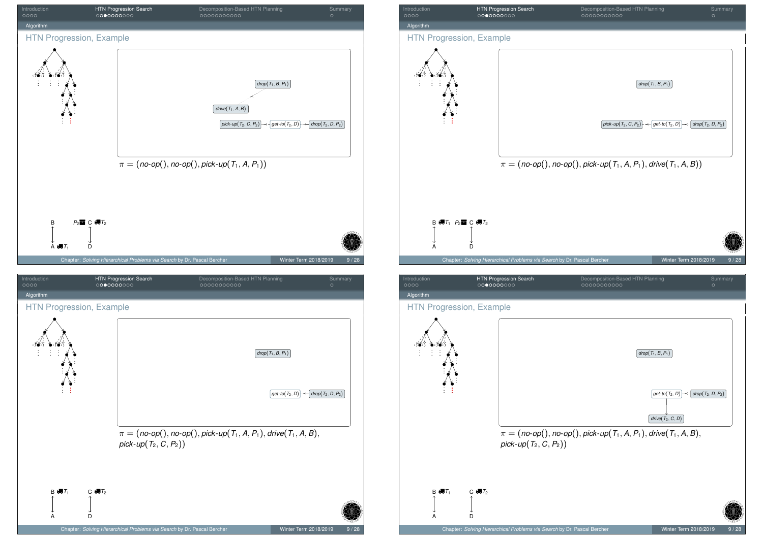## HTN Progression, Example

drop($T_1$, $B$, $P_1$)

drive($T_1$, $A$, $B$)

pick-up($T_2$, $C$, $P_2$) get-to($T_2$, $D$) drop($T_2$, $D$, $P_2$)

$\pi = (\textit{no-op}(), \textit{no-op}(), \textit{pick-up}(T_1, A, P_1))$

B, $P_2$ C $T_2$, A $T_1$, D

## HTN Progression, Example

drop($T_1$, $B$, $P_1$)

pick-up($T_2$, $C$, $P_2$) get-to($T_2$, $D$) drop($T_2$, $D$, $P_2$)

$\pi = (\textit{no-op}(), \textit{no-op}(), \textit{pick-up}(T_1, A, P_1), \textit{drive}(T_1, A, B))$

B $T_1$, $P_2$ C $T_2$, A, D

## HTN Progression, Example

drop($T_1$, $B$, $P_1$)

get-to($T_2$, $D$) drop($T_2$, $D$, $P_2$)

$\pi = (\textit{no-op}(), \textit{no-op}(), \textit{pick-up}(T_1, A, P_1), \textit{drive}(T_1, A, B), \textit{pick-up}(T_2, C, P_2))$

B $T_1$, C $T_2$, A, D

## HTN Progression, Example

drop($T_1$, $B$, $P_1$)

get-to($T_2$, $D$) drop($T_2$, $D$, $P_2$)

drive($T_2$, $C$, $D$)

$\pi = (\textit{no-op}(), \textit{no-op}(), \textit{pick-up}(T_1, A, P_1), \textit{drive}(T_1, A, B), \textit{pick-up}(T_2, C, P_2))$

B $T_1$, C $T_2$, A, D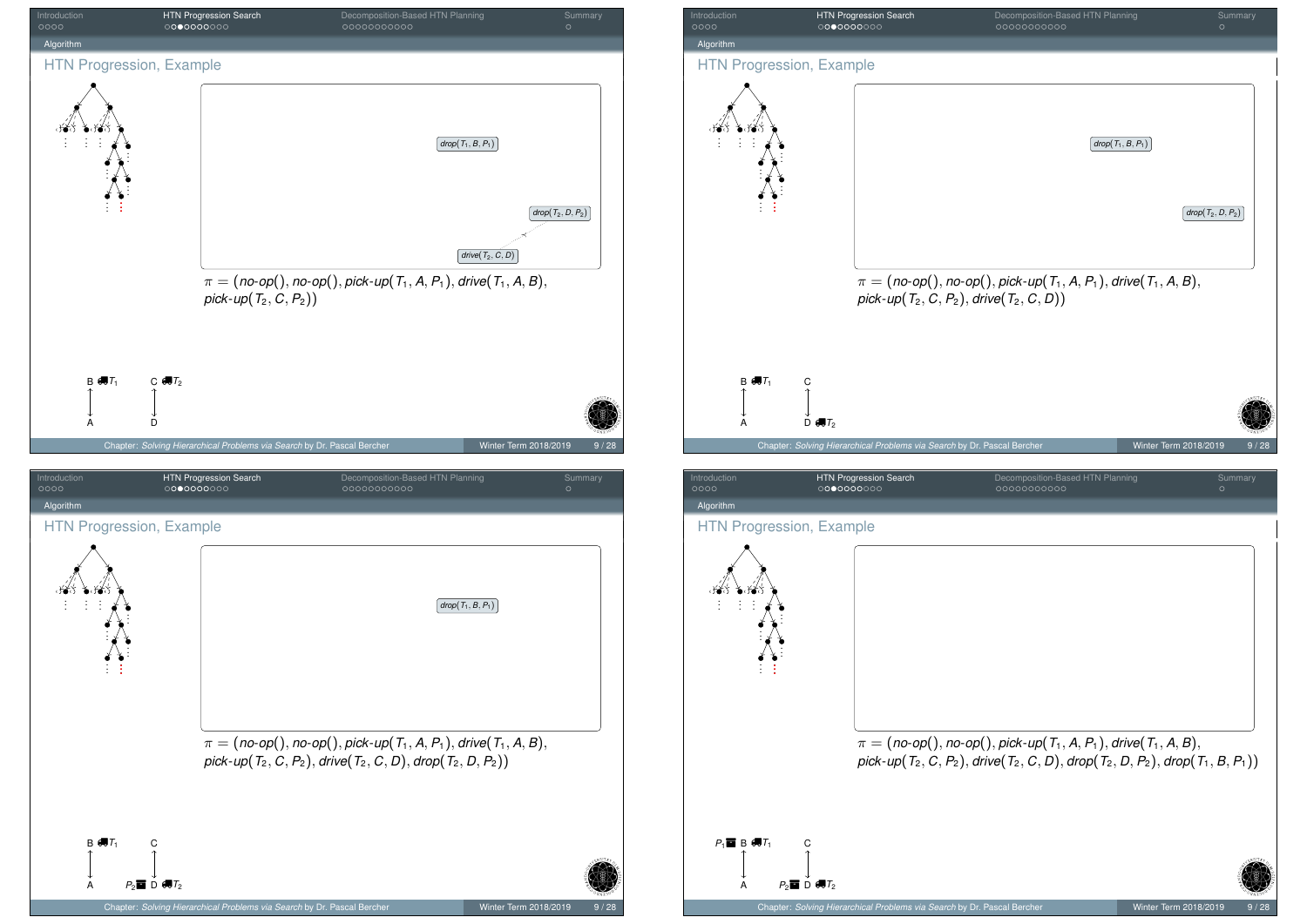## HTN Progression, Example

$drop(T_1, B, P_1)$

$drop(T_2, D, P_2)$

$drive(T_2, C, D)$

$\pi = (\textit{no-op}(), \textit{no-op}(), \textit{pick-up}(T_1, A, P_1), \textit{drive}(T_1, A, B), \textit{pick-up}(T_2, C, P_2))$

B $T_1$ C $T_2$

A D

## HTN Progression, Example

$drop(T_1, B, P_1)$

$drop(T_2, D, P_2)$

$\pi = (\textit{no-op}(), \textit{no-op}(), \textit{pick-up}(T_1, A, P_1), \textit{drive}(T_1, A, B), \textit{pick-up}(T_2, C, P_2), \textit{drive}(T_2, C, D))$

B $T_1$ C

A D $T_2$

## HTN Progression, Example

$drop(T_1, B, P_1)$

$\pi = (\textit{no-op}(), \textit{no-op}(), \textit{pick-up}(T_1, A, P_1), \textit{drive}(T_1, A, B), \textit{pick-up}(T_2, C, P_2), \textit{drive}(T_2, C, D), \textit{drop}(T_2, D, P_2))$

B $T_1$ C

A $P_2$ D $T_2$

## HTN Progression, Example

$\pi = (\textit{no-op}(), \textit{no-op}(), \textit{pick-up}(T_1, A, P_1), \textit{drive}(T_1, A, B), \textit{pick-up}(T_2, C, P_2), \textit{drive}(T_2, C, D), \textit{drop}(T_2, D, P_2), \textit{drop}(T_1, B, P_1))$

$P_1$ B $T_1$ C

A $P_2$ D $T_2$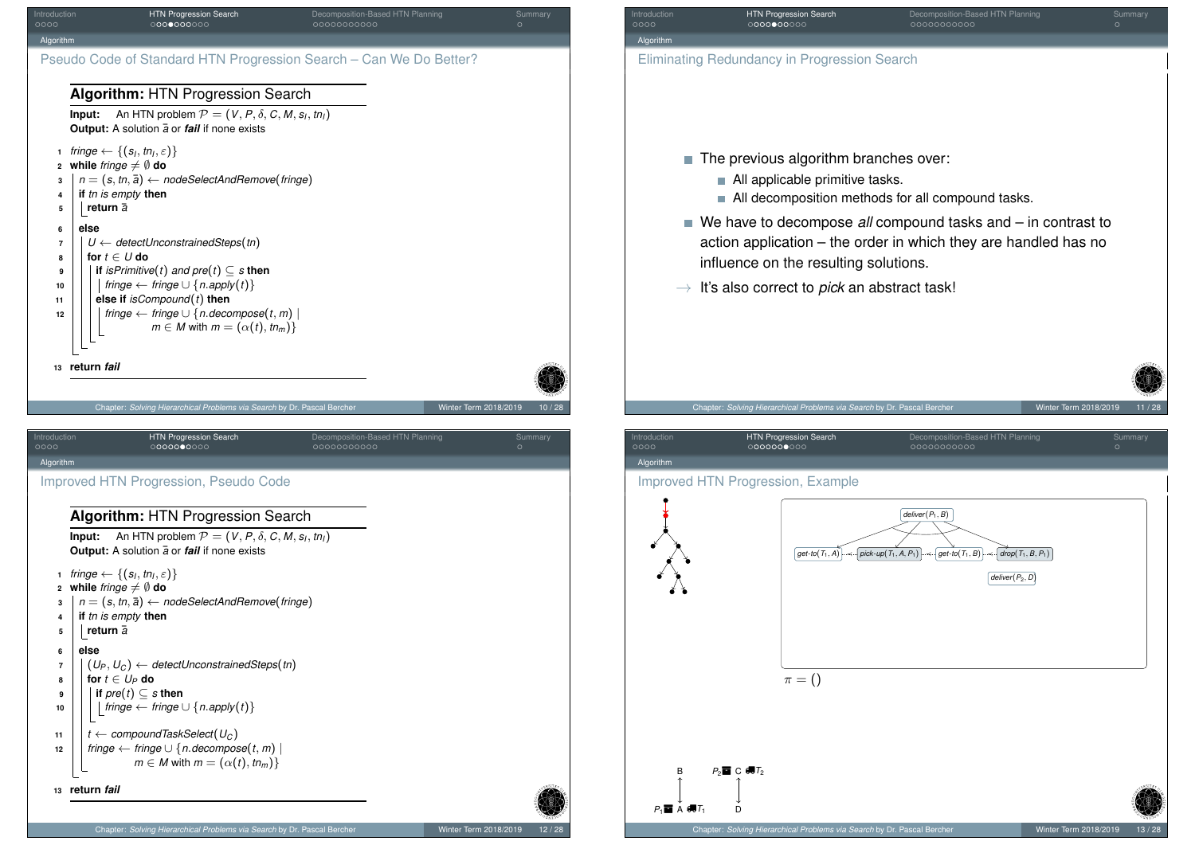## Pseudo Code of Standard HTN Progression Search – Can We Do Better?

**Algorithm:** HTN Progression Search

**Input:** An HTN problem $\mathcal{P} = (V, P, \delta, C, M, s_I, tn_I)$
**Output:** A solution $\bar{a}$ or ***fail*** if none exists

```
1   fringe ← {(s_I, tn_I, ε)}
2   while fringe ≠ ∅ do
3       n = (s, tn, ā) ← nodeSelectAndRemove(fringe)
4       if tn is empty then
5           return ā
6       else
7           U ← detectUnconstrainedSteps(tn)
8           for t ∈ U do
9               if isPrimitive(t) and pre(t) ⊆ s then
10                  fringe ← fringe ∪ {n.apply(t)}
11              else if isCompound(t) then
12                  fringe ← fringe ∪ {n.decompose(t, m) |
                            m ∈ M with m = (α(t), tn_m)}
13  return fail
```

## Eliminating Redundancy in Progression Search

- The previous algorithm branches over:
  - All applicable primitive tasks.
  - All decomposition methods for all compound tasks.
- We have to decompose *all* compound tasks and – in contrast to action application – the order in which they are handled has no influence on the resulting solutions.

→ It's also correct to *pick* an abstract task!

## Improved HTN Progression, Pseudo Code

**Algorithm:** HTN Progression Search

**Input:** An HTN problem $\mathcal{P} = (V, P, \delta, C, M, s_I, tn_I)$
**Output:** A solution $\bar{a}$ or ***fail*** if none exists

```
1   fringe ← {(s_I, tn_I, ε)}
2   while fringe ≠ ∅ do
3       n = (s, tn, ā) ← nodeSelectAndRemove(fringe)
4       if tn is empty then
5           return ā
6       else
7           (U_P, U_C) ← detectUnconstrainedSteps(tn)
8           for t ∈ U_P do
9               if pre(t) ⊆ s then
10                  fringe ← fringe ∪ {n.apply(t)}
11          t ← compoundTaskSelect(U_C)
12          fringe ← fringe ∪ {n.decompose(t, m) |
                    m ∈ M with m = (α(t), tn_m)}
13  return fail
```

## Improved HTN Progression, Example

deliver($P_1$, B)

get-to($T_1$, A) · pick-up($T_1$, A, $P_1$) · get-to($T_1$, B) · drop($T_1$, B, $P_1$)

deliver($P_2$, D)

$\pi = ()$

B, $P_2$ C $T_2$, $P_1$ A $T_1$, D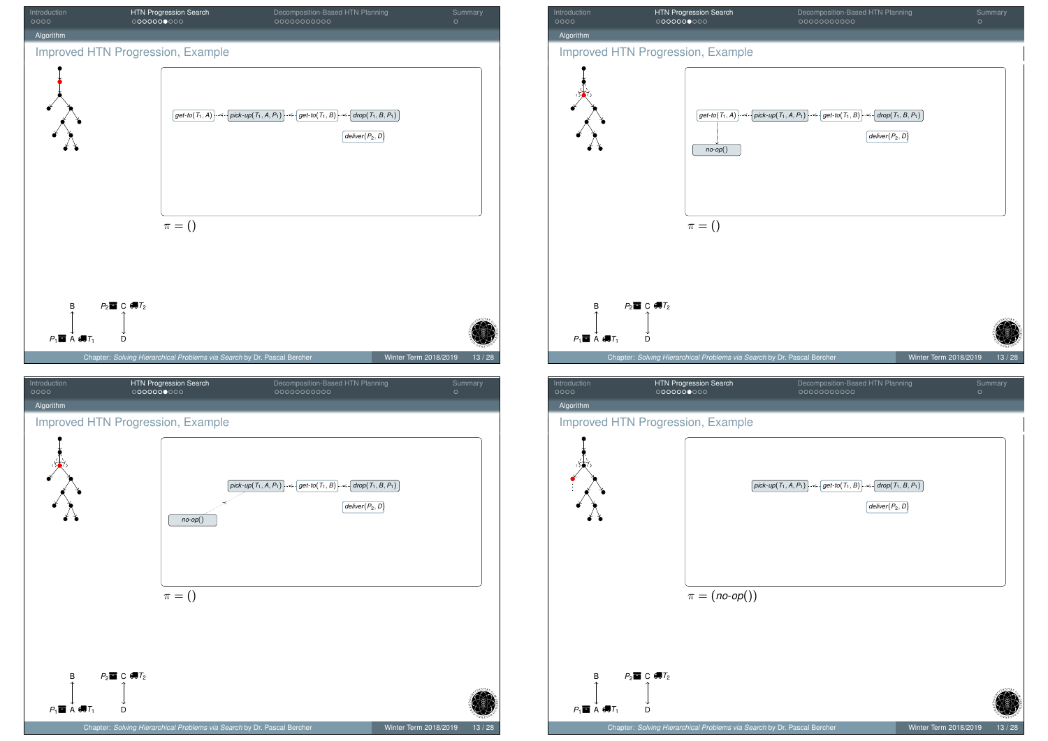## Improved HTN Progression, Example

get-to($T_1$, A) → pick-up($T_1$, A, $P_1$) → get-to($T_1$, B) → drop($T_1$, B, $P_1$)

deliver($P_2$, D)

$\pi = ()$

B — $P_2$ C $T_2$

$P_1$ A $T_1$ — D

---

## Improved HTN Progression, Example

get-to($T_1$, A) → pick-up($T_1$, A, $P_1$) → get-to($T_1$, B) → drop($T_1$, B, $P_1$)

no-op()

deliver($P_2$, D)

$\pi = ()$

B — $P_2$ C $T_2$

$P_1$ A $T_1$ — D

---

## Improved HTN Progression, Example

pick-up($T_1$, A, $P_1$) → get-to($T_1$, B) → drop($T_1$, B, $P_1$)

no-op()

deliver($P_2$, D)

$\pi = ()$

B — $P_2$ C $T_2$

$P_1$ A $T_1$ — D

---

## Improved HTN Progression, Example

pick-up($T_1$, A, $P_1$) → get-to($T_1$, B) → drop($T_1$, B, $P_1$)

deliver($P_2$, D)

$\pi = (\textit{no-op}())$

B — $P_2$ C $T_2$

$P_1$ A $T_1$ — D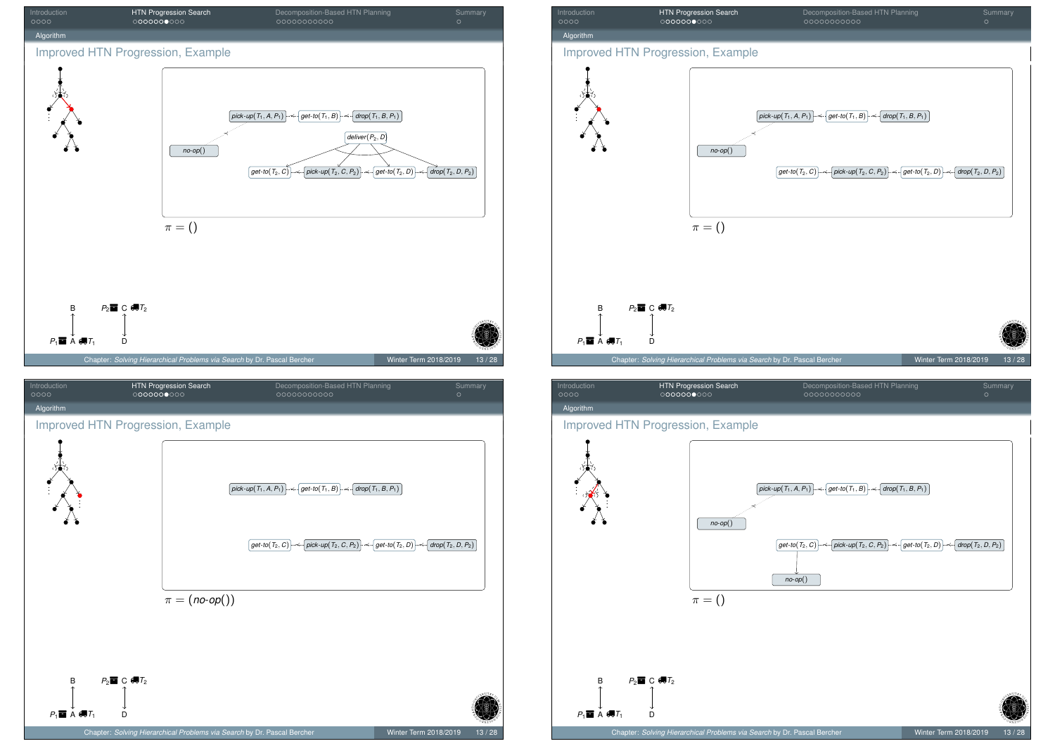## Algorithm

### Improved HTN Progression, Example

*pick-up*($T_1$, A, $P_1$) — *get-to*($T_1$, B) — *drop*($T_1$, B, $P_1$)

*no-op*()

*deliver*($P_2$, D)

*get-to*($T_2$, C) — *pick-up*($T_2$, C, $P_2$) — *get-to*($T_2$, D) — *drop*($T_2$, D, $P_2$)

$\pi = ()$

B — $P_2$ C $T_2$

$P_1$ A $T_1$ — D

---

## Algorithm

### Improved HTN Progression, Example

*pick-up*($T_1$, A, $P_1$) — *get-to*($T_1$, B) — *drop*($T_1$, B, $P_1$)

*no-op*()

*get-to*($T_2$, C) — *pick-up*($T_2$, C, $P_2$) — *get-to*($T_2$, D) — *drop*($T_2$, D, $P_2$)

$\pi = ()$

B — $P_2$ C $T_2$

$P_1$ A $T_1$ — D

---

## Algorithm

### Improved HTN Progression, Example

*pick-up*($T_1$, A, $P_1$) — *get-to*($T_1$, B) — *drop*($T_1$, B, $P_1$)

*get-to*($T_2$, C) — *pick-up*($T_2$, C, $P_2$) — *get-to*($T_2$, D) — *drop*($T_2$, D, $P_2$)

$\pi = (\textit{no-op}())$

B — $P_2$ C $T_2$

$P_1$ A $T_1$ — D

---

## Algorithm

### Improved HTN Progression, Example

*pick-up*($T_1$, A, $P_1$) — *get-to*($T_1$, B) — *drop*($T_1$, B, $P_1$)

*no-op*()

*get-to*($T_2$, C) — *pick-up*($T_2$, C, $P_2$) — *get-to*($T_2$, D) — *drop*($T_2$, D, $P_2$)

*no-op*()

$\pi = ()$

B — $P_2$ C $T_2$

$P_1$ A $T_1$ — D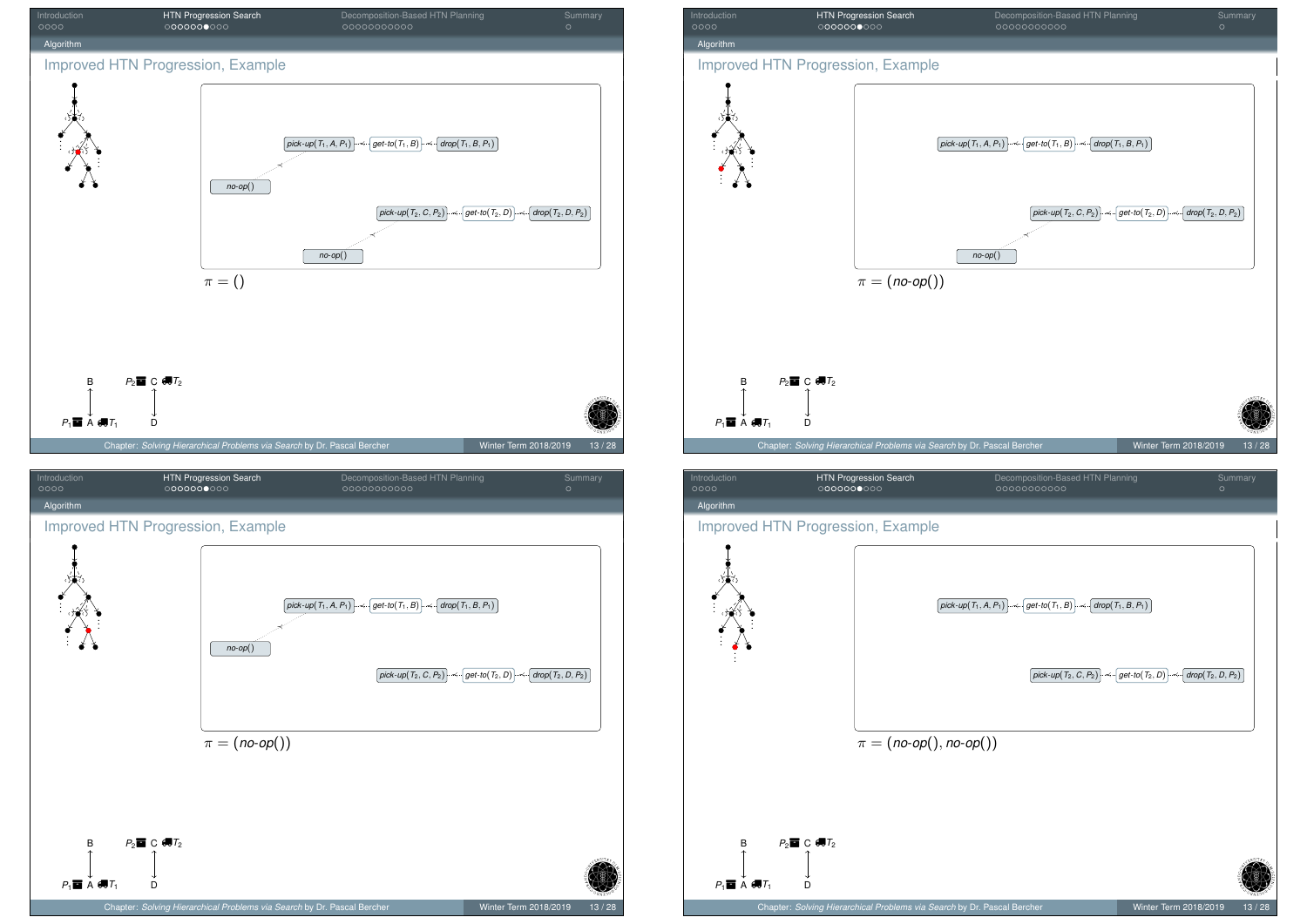## Improved HTN Progression, Example

*pick-up*($T_1$, A, $P_1$) — *get-to*($T_1$, B) — *drop*($T_1$, B, $P_1$)

*no-op*()

*pick-up*($T_2$, C, $P_2$) — *get-to*($T_2$, D) — *drop*($T_2$, D, $P_2$)

*no-op*()

$\pi = ()$

B, $P_2$ C $T_2$, $P_1$ A $T_1$, D

## Improved HTN Progression, Example

*pick-up*($T_1$, A, $P_1$) — *get-to*($T_1$, B) — *drop*($T_1$, B, $P_1$)

*pick-up*($T_2$, C, $P_2$) — *get-to*($T_2$, D) — *drop*($T_2$, D, $P_2$)

*no-op*()

$\pi = (\textit{no-op}())$

B, $P_2$ C $T_2$, $P_1$ A $T_1$, D

## Improved HTN Progression, Example

*pick-up*($T_1$, A, $P_1$) — *get-to*($T_1$, B) — *drop*($T_1$, B, $P_1$)

*no-op*()

*pick-up*($T_2$, C, $P_2$) — *get-to*($T_2$, D) — *drop*($T_2$, D, $P_2$)

$\pi = (\textit{no-op}())$

B, $P_2$ C $T_2$, $P_1$ A $T_1$, D

## Improved HTN Progression, Example

*pick-up*($T_1$, A, $P_1$) — *get-to*($T_1$, B) — *drop*($T_1$, B, $P_1$)

*pick-up*($T_2$, C, $P_2$) — *get-to*($T_2$, D) — *drop*($T_2$, D, $P_2$)

$\pi = (\textit{no-op}(), \textit{no-op}())$

B, $P_2$ C $T_2$, $P_1$ A $T_1$, D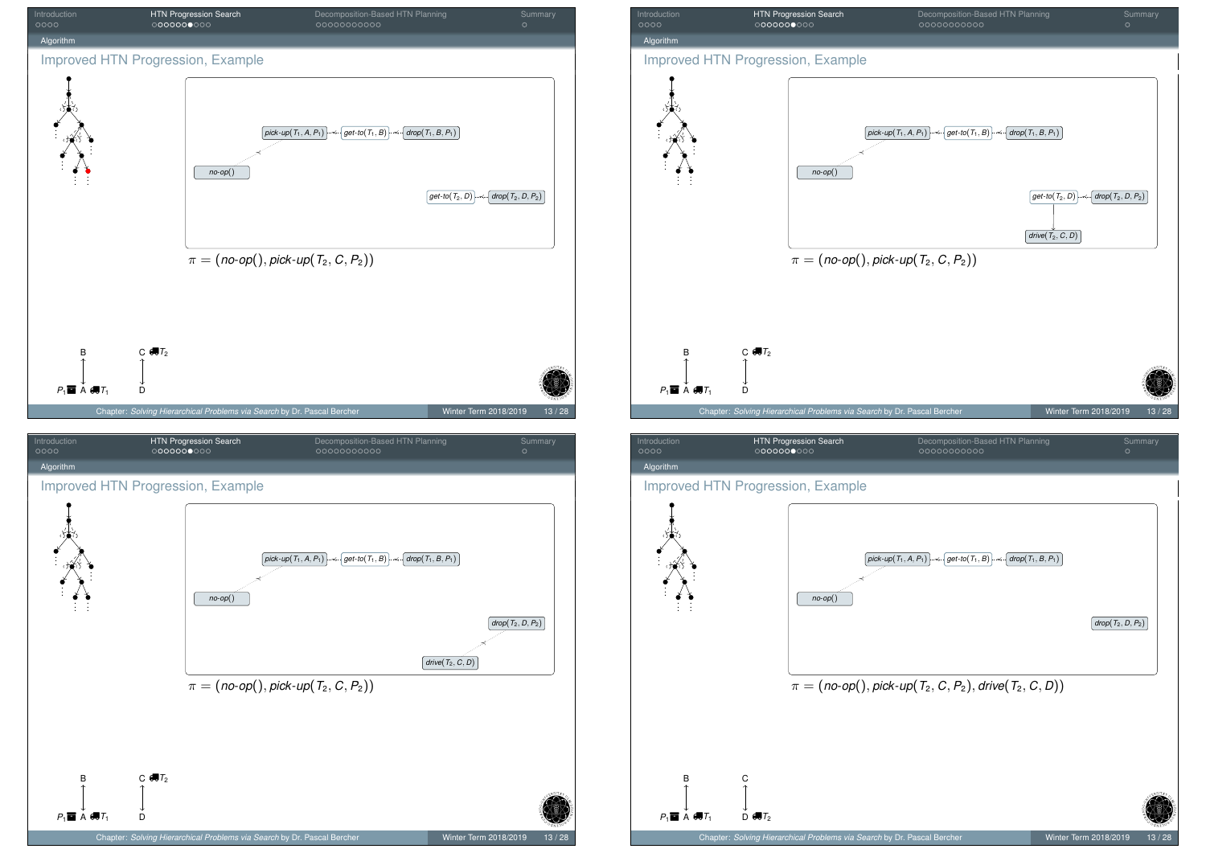## Improved HTN Progression, Example

*no-op*()

*pick-up*($T_1, A, P_1$) — *get-to*($T_1, B$) — *drop*($T_1, B, P_1$)

*get-to*($T_2, D$) — *drop*($T_2, D, P_2$)

$\pi = (\textit{no-op}(), \textit{pick-up}(T_2, C, P_2))$

B, C $T_2$

$P_1$ A $T_1$, D

---

## Improved HTN Progression, Example

*no-op*()

*pick-up*($T_1, A, P_1$) — *get-to*($T_1, B$) — *drop*($T_1, B, P_1$)

*get-to*($T_2, D$) — *drop*($T_2, D, P_2$)

*drive*($T_2, C, D$)

$\pi = (\textit{no-op}(), \textit{pick-up}(T_2, C, P_2))$

B, C $T_2$

$P_1$ A $T_1$, D

---

## Improved HTN Progression, Example

*no-op*()

*pick-up*($T_1, A, P_1$) — *get-to*($T_1, B$) — *drop*($T_1, B, P_1$)

*drop*($T_2, D, P_2$)

*drive*($T_2, C, D$)

$\pi = (\textit{no-op}(), \textit{pick-up}(T_2, C, P_2))$

B, C $T_2$

$P_1$ A $T_1$, D

---

## Improved HTN Progression, Example

*no-op*()

*pick-up*($T_1, A, P_1$) — *get-to*($T_1, B$) — *drop*($T_1, B, P_1$)

*drop*($T_2, D, P_2$)

$\pi = (\textit{no-op}(), \textit{pick-up}(T_2, C, P_2), \textit{drive}(T_2, C, D))$

B, C

$P_1$ A $T_1$, D $T_2$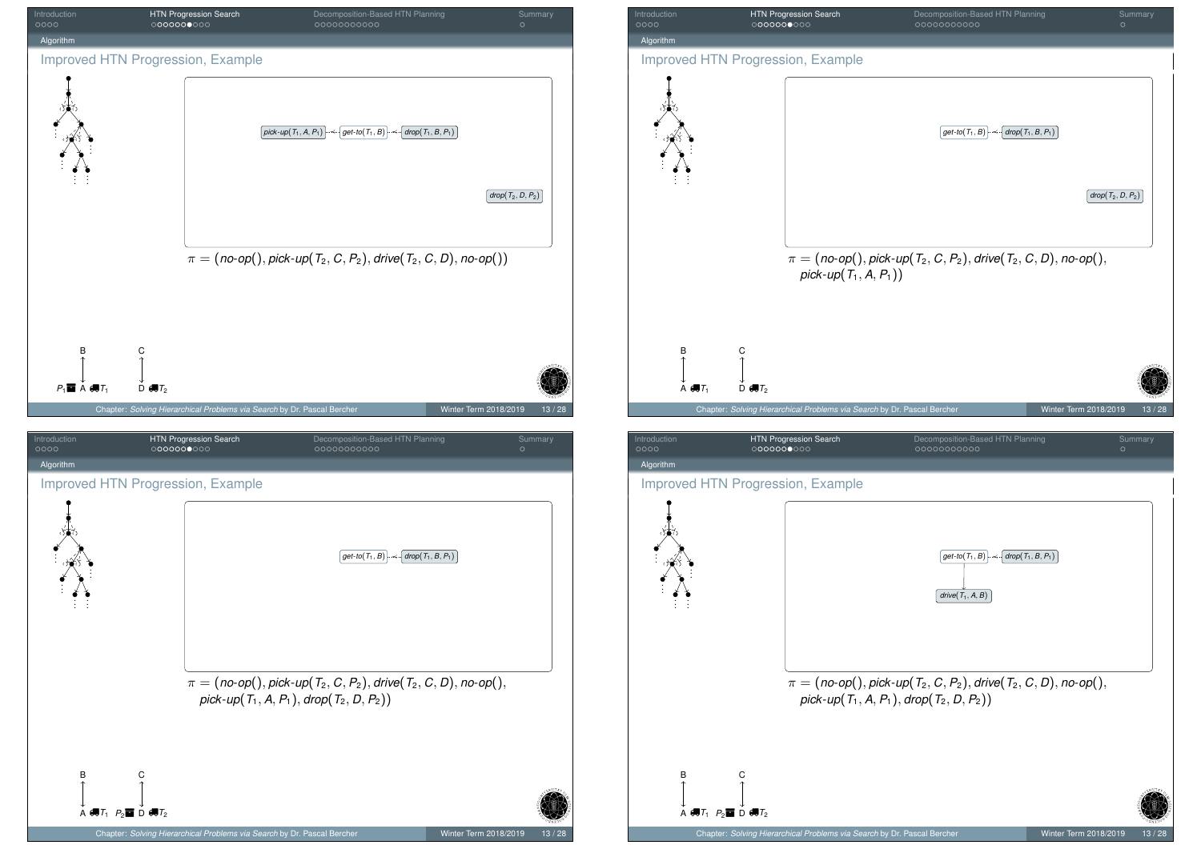## Improved HTN Progression, Example

pick-up($T_1$, $A$, $P_1$) → get-to($T_1$, $B$) → drop($T_1$, $B$, $P_1$)

drop($T_2$, $D$, $P_2$)

$\pi = (\textit{no-op}(), \textit{pick-up}(T_2, C, P_2), \textit{drive}(T_2, C, D), \textit{no-op}())$

B, C, $P_1$, A, $T_1$, D, $T_2$

## Improved HTN Progression, Example

get-to($T_1$, $B$) → drop($T_1$, $B$, $P_1$)

drop($T_2$, $D$, $P_2$)

$\pi = (\textit{no-op}(), \textit{pick-up}(T_2, C, P_2), \textit{drive}(T_2, C, D), \textit{no-op}(), \textit{pick-up}(T_1, A, P_1))$

B, C, A, $T_1$, D, $T_2$

## Improved HTN Progression, Example

get-to($T_1$, $B$) → drop($T_1$, $B$, $P_1$)

$\pi = (\textit{no-op}(), \textit{pick-up}(T_2, C, P_2), \textit{drive}(T_2, C, D), \textit{no-op}(), \textit{pick-up}(T_1, A, P_1), \textit{drop}(T_2, D, P_2))$

B, C, A, $T_1$, $P_2$, D, $T_2$

## Improved HTN Progression, Example

get-to($T_1$, $B$) → drop($T_1$, $B$, $P_1$)

drive($T_1$, $A$, $B$)

$\pi = (\textit{no-op}(), \textit{pick-up}(T_2, C, P_2), \textit{drive}(T_2, C, D), \textit{no-op}(), \textit{pick-up}(T_1, A, P_1), \textit{drop}(T_2, D, P_2))$

B, C, A, $T_1$, $P_2$, D, $T_2$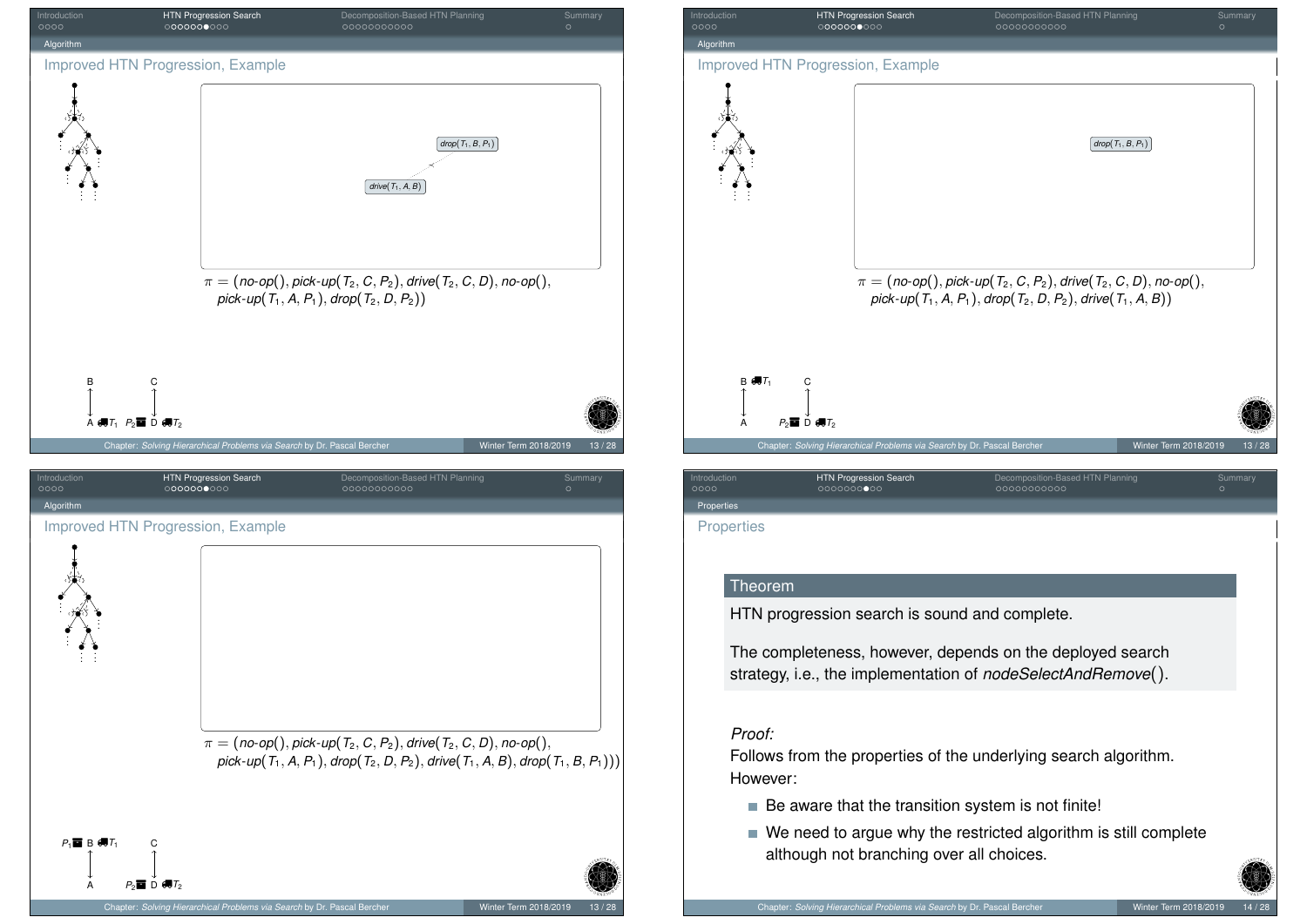## Improved HTN Progression, Example

drop($T_1, B, P_1$)

drive($T_1, A, B$)

$\pi = (no\text{-}op(), pick\text{-}up(T_2, C, P_2), drive(T_2, C, D), no\text{-}op(),$
$pick\text{-}up(T_1, A, P_1), drop(T_2, D, P_2))$

B C

A $T_1$ $P_2$ D $T_2$

## Improved HTN Progression, Example

drop($T_1, B, P_1$)

$\pi = (no\text{-}op(), pick\text{-}up(T_2, C, P_2), drive(T_2, C, D), no\text{-}op(),$
$pick\text{-}up(T_1, A, P_1), drop(T_2, D, P_2), drive(T_1, A, B))$

B $T_1$ C

A $P_2$ D $T_2$

## Improved HTN Progression, Example

$\pi = (no\text{-}op(), pick\text{-}up(T_2, C, P_2), drive(T_2, C, D), no\text{-}op(),$
$pick\text{-}up(T_1, A, P_1), drop(T_2, D, P_2), drive(T_1, A, B), drop(T_1, B, P_1)))$

$P_1$ B $T_1$ C

A $P_2$ D $T_2$

## Properties

**Theorem**

HTN progression search is sound and complete.

The completeness, however, depends on the deployed search strategy, i.e., the implementation of *nodeSelectAndRemove*().

*Proof:*
Follows from the properties of the underlying search algorithm.
However:

- Be aware that the transition system is not finite!
- We need to argue why the restricted algorithm is still complete although not branching over all choices.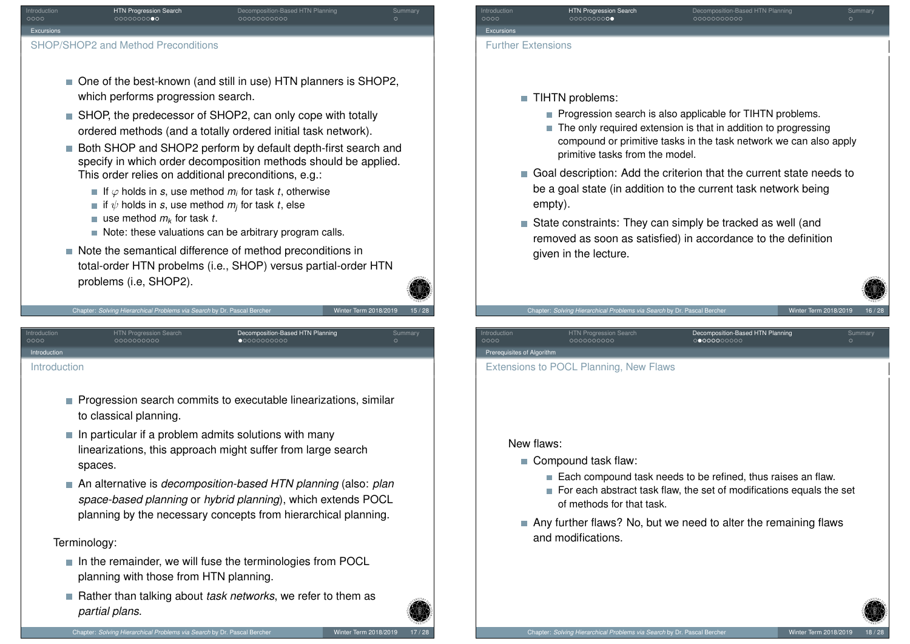## SHOP/SHOP2 and Method Preconditions

- One of the best-known (and still in use) HTN planners is SHOP2, which performs progression search.
- SHOP, the predecessor of SHOP2, can only cope with totally ordered methods (and a totally ordered initial task network).
- Both SHOP and SHOP2 perform by default depth-first search and specify in which order decomposition methods should be applied. This order relies on additional preconditions, e.g.:
  - If $\varphi$ holds in $s$, use method $m_i$ for task $t$, otherwise
  - if $\psi$ holds in $s$, use method $m_j$ for task $t$, else
  - use method $m_k$ for task $t$.
  - Note: these valuations can be arbitrary program calls.
- Note the semantical difference of method preconditions in total-order HTN probelms (i.e., SHOP) versus partial-order HTN problems (i.e, SHOP2).

## Further Extensions

- TIHTN problems:
  - Progression search is also applicable for TIHTN problems.
  - The only required extension is that in addition to progressing compound or primitive tasks in the task network we can also apply primitive tasks from the model.
- Goal description: Add the criterion that the current state needs to be a goal state (in addition to the current task network being empty).
- State constraints: They can simply be tracked as well (and removed as soon as satisfied) in accordance to the definition given in the lecture.

## Introduction

- Progression search commits to executable linearizations, similar to classical planning.
- In particular if a problem admits solutions with many linearizations, this approach might suffer from large search spaces.
- An alternative is *decomposition-based HTN planning* (also: *plan space-based planning* or *hybrid planning*), which extends POCL planning by the necessary concepts from hierarchical planning.

Terminology:

- In the remainder, we will fuse the terminologies from POCL planning with those from HTN planning.
- Rather than talking about *task networks*, we refer to them as *partial plans*.

## Extensions to POCL Planning, New Flaws

New flaws:

- Compound task flaw:
  - Each compound task needs to be refined, thus raises an flaw.
  - For each abstract task flaw, the set of modifications equals the set of methods for that task.
- Any further flaws? No, but we need to alter the remaining flaws and modifications.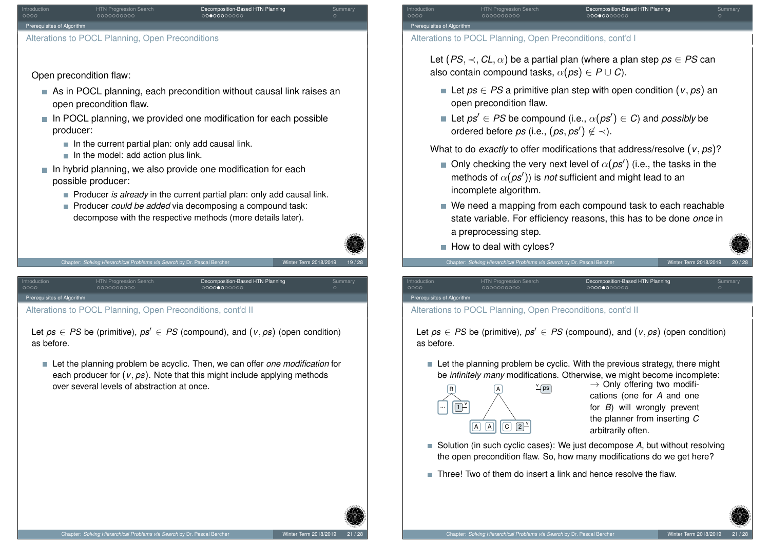## Alterations to POCL Planning, Open Preconditions

Open precondition flaw:

- As in POCL planning, each precondition without causal link raises an open precondition flaw.
- In POCL planning, we provided one modification for each possible producer:
  - In the current partial plan: only add causal link.
  - In the model: add action plus link.
- In hybrid planning, we also provide one modification for each possible producer:
  - Producer *is already* in the current partial plan: only add causal link.
  - Producer *could be added* via decomposing a compound task: decompose with the respective methods (more details later).

## Alterations to POCL Planning, Open Preconditions, cont'd I

Let $(PS, \prec, CL, \alpha)$ be a partial plan (where a plan step $ps \in PS$ can also contain compound tasks, $\alpha(ps) \in P \cup C$).

- Let $ps \in PS$ a primitive plan step with open condition $(v, ps)$ an open precondition flaw.
- Let $ps' \in PS$ be compound (i.e., $\alpha(ps') \in C$) and *possibly* be ordered before $ps$ (i.e., $(ps, ps') \notin \prec$).

What to do *exactly* to offer modifications that address/resolve $(v, ps)$?

- Only checking the very next level of $\alpha(ps')$ (i.e., the tasks in the methods of $\alpha(ps')$) is *not* sufficient and might lead to an incomplete algorithm.
- We need a mapping from each compound task to each reachable state variable. For efficiency reasons, this has to be done *once* in a preprocessing step.
- How to deal with cylces?

## Alterations to POCL Planning, Open Preconditions, cont'd II

Let $ps \in PS$ be (primitive), $ps' \in PS$ (compound), and $(v, ps)$ (open condition) as before.

- Let the planning problem be acyclic. Then, we can offer *one modification* for each producer for $(v, ps)$. Note that this might include applying methods over several levels of abstraction at once.

## Alterations to POCL Planning, Open Preconditions, cont'd II

Let $ps \in PS$ be (primitive), $ps' \in PS$ (compound), and $(v, ps)$ (open condition) as before.

- Let the planning problem be cyclic. With the previous strategy, there might be *infinitely many* modifications. Otherwise, we might become incomplete:

  → Only offering two modifications (one for $A$ and one for $B$) will wrongly prevent the planner from inserting $C$ arbitrarily often.
- Solution (in such cyclic cases): We just decompose $A$, but without resolving the open precondition flaw. So, how many modifications do we get here?
- Three! Two of them do insert a link and hence resolve the flaw.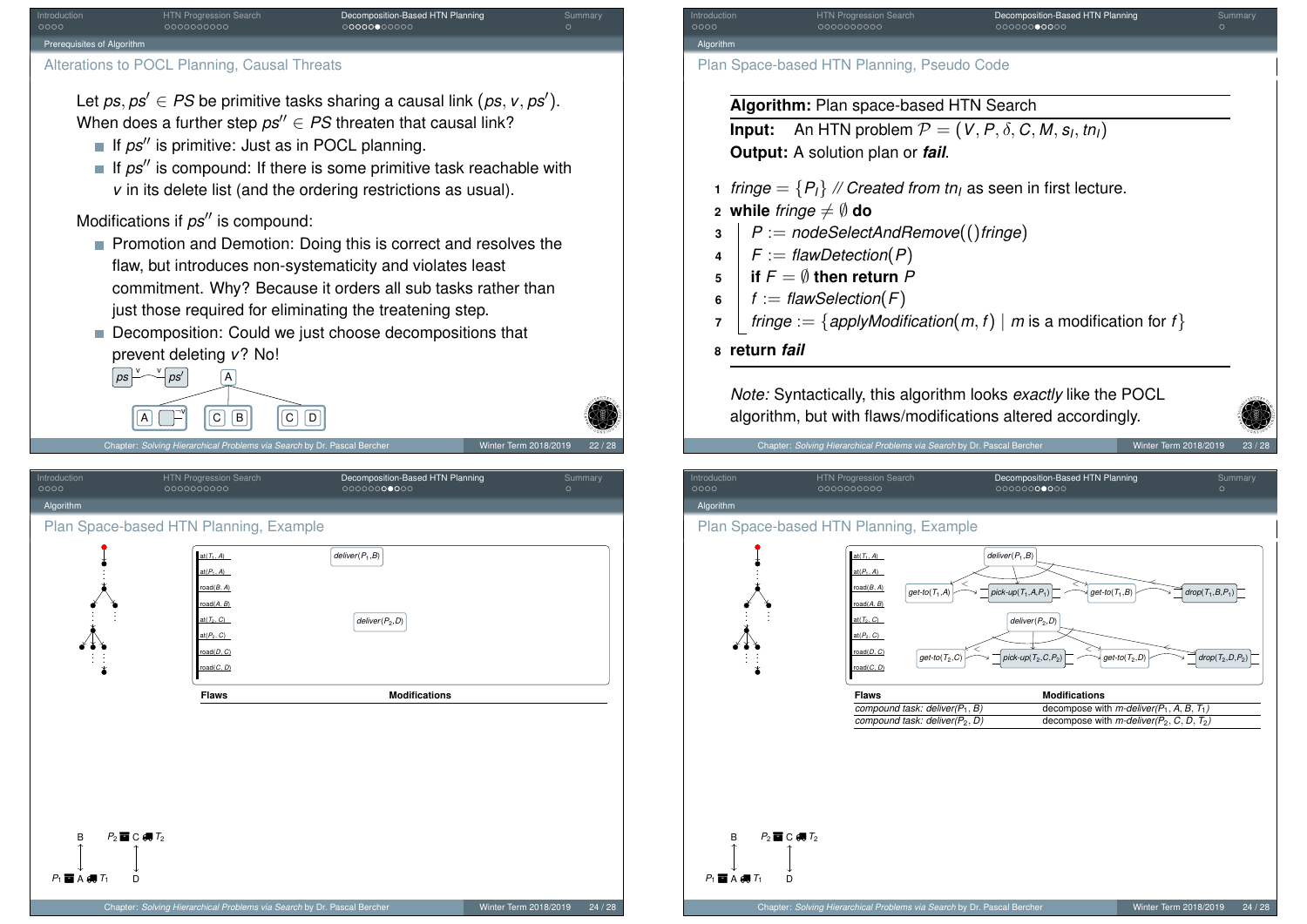## Alterations to POCL Planning, Causal Threats

Let $ps, ps' \in PS$ be primitive tasks sharing a causal link $(ps, v, ps')$. When does a further step $ps'' \in PS$ threaten that causal link?

- If $ps''$ is primitive: Just as in POCL planning.
- If $ps''$ is compound: If there is some primitive task reachable with $v$ in its delete list (and the ordering restrictions as usual).

Modifications if $ps''$ is compound:

- Promotion and Demotion: Doing this is correct and resolves the flaw, but introduces non-systematicity and violates least commitment. Why? Because it orders all sub tasks rather than just those required for eliminating the treatening step.
- Decomposition: Could we just choose decompositions that prevent deleting $v$? No!

## Plan Space-based HTN Planning, Pseudo Code

**Algorithm:** Plan Space-based HTN Search

**Input:** An HTN problem $\mathcal{P} = (V, P, \delta, C, M, s_I, tn_I)$

**Output:** A solution plan or ***fail***.

1. $fringe = \{P_I\}$ // *Created from* $tn_I$ as seen in first lecture.
2. **while** $fringe \neq \emptyset$ **do**
3. $\quad P := nodeSelectAndRemove(()fringe)$
4. $\quad F := flawDetection(P)$
5. $\quad$ **if** $F = \emptyset$ **then return** $P$
6. $\quad f := flawSelection(F)$
7. $\quad fringe := \{applyModification(m, f) \mid m$ is a modification for $f\}$
8. **return** ***fail***

*Note:* Syntactically, this algorithm looks *exactly* like the POCL algorithm, but with flaws/modifications altered accordingly.

## Plan Space-based HTN Planning, Example

| Flaws | Modifications |
|---|---|

## Plan Space-based HTN Planning, Example

| Flaws | Modifications |
|---|---|
| compound task: $deliver(P_1, B)$ | decompose with $m\text{-}deliver(P_1, A, B, T_1)$ |
| compound task: $deliver(P_2, D)$ | decompose with $m\text{-}deliver(P_2, C, D, T_2)$ |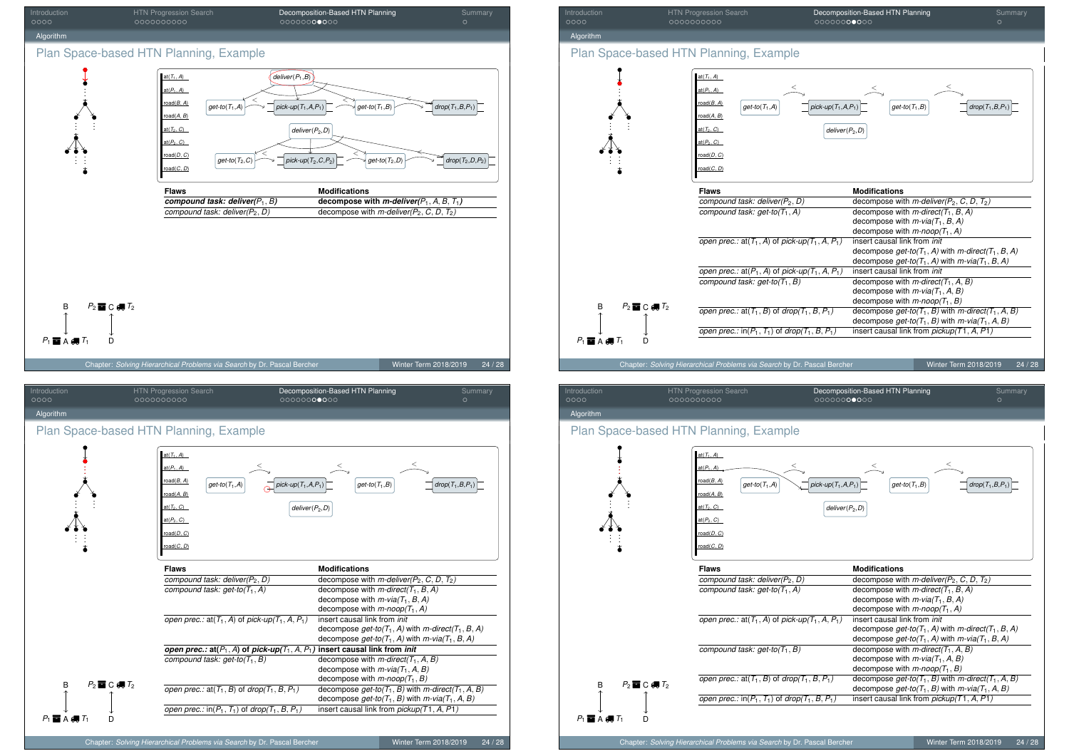## Plan Space-based HTN Planning, Example

| Flaws | Modifications |
|---|---|
| ***compound task: deliver($P_1$, B)*** | **decompose with *m-deliver*($P_1$, A, B, $T_1$)** |
| *compound task: deliver($P_2$, D)* | decompose with *m-deliver*($P_2$, C, D, $T_2$) |

## Plan Space-based HTN Planning, Example

| Flaws | Modifications |
|---|---|
| *compound task: deliver($P_2$, D)* | decompose with *m-deliver*($P_2$, C, D, $T_2$) |
| *compound task: get-to($T_1$, A)* | decompose with *m-direct*($T_1$, B, A) |
| | decompose with *m-via*($T_1$, B, A) |
| | decompose with *m-noop*($T_1$, A) |
| *open prec.:* at($T_1$, A) *of pick-up*($T_1$, A, $P_1$) | insert causal link from *init* |
| | decompose *get-to*($T_1$, A) with *m-direct*($T_1$, B, A) |
| | decompose *get-to*($T_1$, A) with *m-via*($T_1$, B, A) |
| *open prec.:* at($P_1$, A) *of pick-up*($T_1$, A, $P_1$) | insert causal link from *init* |
| *compound task: get-to($T_1$, B)* | decompose with *m-direct*($T_1$, A, B) |
| | decompose with *m-via*($T_1$, A, B) |
| | decompose with *m-noop*($T_1$, B) |
| *open prec.:* at($T_1$, B) *of drop*($T_1$, B, $P_1$) | decompose *get-to*($T_1$, B) with *m-direct*($T_1$, A, B) |
| | decompose *get-to*($T_1$, B) with *m-via*($T_1$, A, B) |
| *open prec.:* in($P_1$, $T_1$) *of drop*($T_1$, B, $P_1$) | insert causal link from *pickup(T1, A, P1)* |

## Plan Space-based HTN Planning, Example

| Flaws | Modifications |
|---|---|
| *compound task: deliver($P_2$, D)* | decompose with *m-deliver*($P_2$, C, D, $T_2$) |
| *compound task: get-to($T_1$, A)* | decompose with *m-direct*($T_1$, B, A) |
| | decompose with *m-via*($T_1$, B, A) |
| | decompose with *m-noop*($T_1$, A) |
| *open prec.:* at($T_1$, A) *of pick-up*($T_1$, A, $P_1$) | insert causal link from *init* |
| | decompose *get-to*($T_1$, A) with *m-direct*($T_1$, B, A) |
| | decompose *get-to*($T_1$, A) with *m-via*($T_1$, B, A) |
| ***open prec.:* at($P_1$, A) *of pick-up*($T_1$, A, $P_1$)** | **insert causal link from *init*** |
| *compound task: get-to($T_1$, B)* | decompose with *m-direct*($T_1$, A, B) |
| | decompose with *m-via*($T_1$, A, B) |
| | decompose with *m-noop*($T_1$, B) |
| *open prec.:* at($T_1$, B) *of drop*($T_1$, B, $P_1$) | decompose *get-to*($T_1$, B) with *m-direct*($T_1$, A, B) |
| | decompose *get-to*($T_1$, B) with *m-via*($T_1$, A, B) |
| *open prec.:* in($P_1$, $T_1$) *of drop*($T_1$, B, $P_1$) | insert causal link from *pickup(T1, A, P1)* |

## Plan Space-based HTN Planning, Example

| Flaws | Modifications |
|---|---|
| *compound task: deliver($P_2$, D)* | decompose with *m-deliver*($P_2$, C, D, $T_2$) |
| *compound task: get-to($T_1$, A)* | decompose with *m-direct*($T_1$, B, A) |
| | decompose with *m-via*($T_1$, B, A) |
| | decompose with *m-noop*($T_1$, A) |
| *open prec.:* at($T_1$, A) *of pick-up*($T_1$, A, $P_1$) | insert causal link from *init* |
| | decompose *get-to*($T_1$, A) with *m-direct*($T_1$, B, A) |
| | decompose *get-to*($T_1$, A) with *m-via*($T_1$, B, A) |
| *compound task: get-to($T_1$, B)* | decompose with *m-direct*($T_1$, A, B) |
| | decompose with *m-via*($T_1$, A, B) |
| | decompose with *m-noop*($T_1$, B) |
| *open prec.:* at($T_1$, B) *of drop*($T_1$, B, $P_1$) | decompose *get-to*($T_1$, B) with *m-direct*($T_1$, A, B) |
| | decompose *get-to*($T_1$, B) with *m-via*($T_1$, A, B) |
| *open prec.:* in($P_1$, $T_1$) *of drop*($T_1$, B, $P_1$) | insert causal link from *pickup(T1, A, P1)* |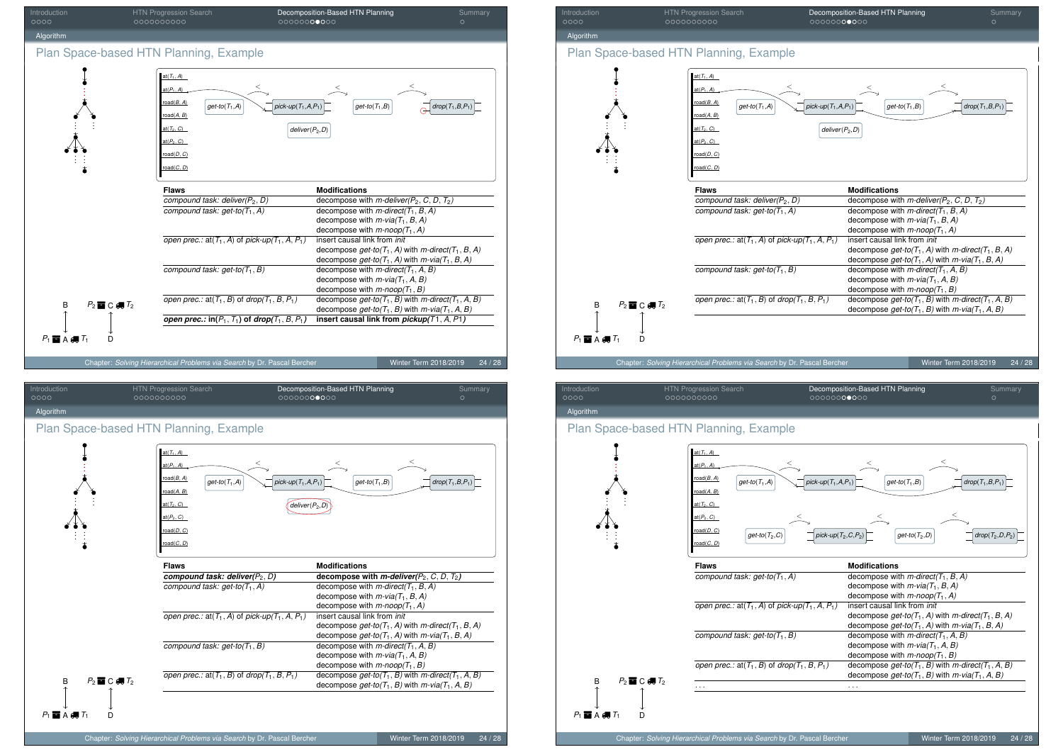## Plan Space-based HTN Planning, Example

| Flaws | Modifications |
| --- | --- |
| compound task: *deliver*($P_2$, $D$) | decompose with *m-deliver*($P_2$, $C$, $D$, $T_2$) |
| compound task: *get-to*($T_1$, $A$) | decompose with *m-direct*($T_1$, $B$, $A$) |
| | decompose with *m-via*($T_1$, $B$, $A$) |
| | decompose with *m-noop*($T_1$, $A$) |
| open prec.: at($T_1$, $A$) of *pick-up*($T_1$, $A$, $P_1$) | insert causal link from *init* |
| | decompose *get-to*($T_1$, $A$) with *m-direct*($T_1$, $B$, $A$) |
| | decompose *get-to*($T_1$, $A$) with *m-via*($T_1$, $B$, $A$) |
| compound task: *get-to*($T_1$, $B$) | decompose with *m-direct*($T_1$, $A$, $B$) |
| | decompose with *m-via*($T_1$, $A$, $B$) |
| | decompose with *m-noop*($T_1$, $B$) |
| open prec.: at($T_1$, $B$) of *drop*($T_1$, $B$, $P_1$) | decompose *get-to*($T_1$, $B$) with *m-direct*($T_1$, $A$, $B$) |
| | decompose *get-to*($T_1$, $B$) with *m-via*($T_1$, $A$, $B$) |
| **open prec.: in($P_1$, $T_1$) of *drop*($T_1$, $B$, $P_1$)** | **insert causal link from *pickup*($T1$, $A$, $P1$)** |

## Plan Space-based HTN Planning, Example

| Flaws | Modifications |
| --- | --- |
| compound task: *deliver*($P_2$, $D$) | decompose with *m-deliver*($P_2$, $C$, $D$, $T_2$) |
| compound task: *get-to*($T_1$, $A$) | decompose with *m-direct*($T_1$, $B$, $A$) |
| | decompose with *m-via*($T_1$, $B$, $A$) |
| | decompose with *m-noop*($T_1$, $A$) |
| open prec.: at($T_1$, $A$) of *pick-up*($T_1$, $A$, $P_1$) | insert causal link from *init* |
| | decompose *get-to*($T_1$, $A$) with *m-direct*($T_1$, $B$, $A$) |
| | decompose *get-to*($T_1$, $A$) with *m-via*($T_1$, $B$, $A$) |
| compound task: *get-to*($T_1$, $B$) | decompose with *m-direct*($T_1$, $A$, $B$) |
| | decompose with *m-via*($T_1$, $A$, $B$) |
| | decompose with *m-noop*($T_1$, $B$) |
| open prec.: at($T_1$, $B$) of *drop*($T_1$, $B$, $P_1$) | decompose *get-to*($T_1$, $B$) with *m-direct*($T_1$, $A$, $B$) |
| | decompose *get-to*($T_1$, $B$) with *m-via*($T_1$, $A$, $B$) |

## Plan Space-based HTN Planning, Example

| Flaws | Modifications |
| --- | --- |
| **compound task: *deliver*($P_2$, $D$)** | **decompose with *m-deliver*($P_2$, $C$, $D$, $T_2$)** |
| compound task: *get-to*($T_1$, $A$) | decompose with *m-direct*($T_1$, $B$, $A$) |
| | decompose with *m-via*($T_1$, $B$, $A$) |
| | decompose with *m-noop*($T_1$, $A$) |
| open prec.: at($T_1$, $A$) of *pick-up*($T_1$, $A$, $P_1$) | insert causal link from *init* |
| | decompose *get-to*($T_1$, $A$) with *m-direct*($T_1$, $B$, $A$) |
| | decompose *get-to*($T_1$, $A$) with *m-via*($T_1$, $B$, $A$) |
| compound task: *get-to*($T_1$, $B$) | decompose with *m-direct*($T_1$, $A$, $B$) |
| | decompose with *m-via*($T_1$, $A$, $B$) |
| | decompose with *m-noop*($T_1$, $B$) |
| open prec.: at($T_1$, $B$) of *drop*($T_1$, $B$, $P_1$) | decompose *get-to*($T_1$, $B$) with *m-direct*($T_1$, $A$, $B$) |
| | decompose *get-to*($T_1$, $B$) with *m-via*($T_1$, $A$, $B$) |

## Plan Space-based HTN Planning, Example

| Flaws | Modifications |
| --- | --- |
| compound task: *get-to*($T_1$, $A$) | decompose with *m-direct*($T_1$, $B$, $A$) |
| | decompose with *m-via*($T_1$, $B$, $A$) |
| | decompose with *m-noop*($T_1$, $A$) |
| open prec.: at($T_1$, $A$) of *pick-up*($T_1$, $A$, $P_1$) | insert causal link from *init* |
| | decompose *get-to*($T_1$, $A$) with *m-direct*($T_1$, $B$, $A$) |
| | decompose *get-to*($T_1$, $A$) with *m-via*($T_1$, $B$, $A$) |
| compound task: *get-to*($T_1$, $B$) | decompose with *m-direct*($T_1$, $A$, $B$) |
| | decompose with *m-via*($T_1$, $A$, $B$) |
| | decompose with *m-noop*($T_1$, $B$) |
| open prec.: at($T_1$, $B$) of *drop*($T_1$, $B$, $P_1$) | decompose *get-to*($T_1$, $B$) with *m-direct*($T_1$, $A$, $B$) |
| | decompose *get-to*($T_1$, $B$) with *m-via*($T_1$, $A$, $B$) |
| ... | ... |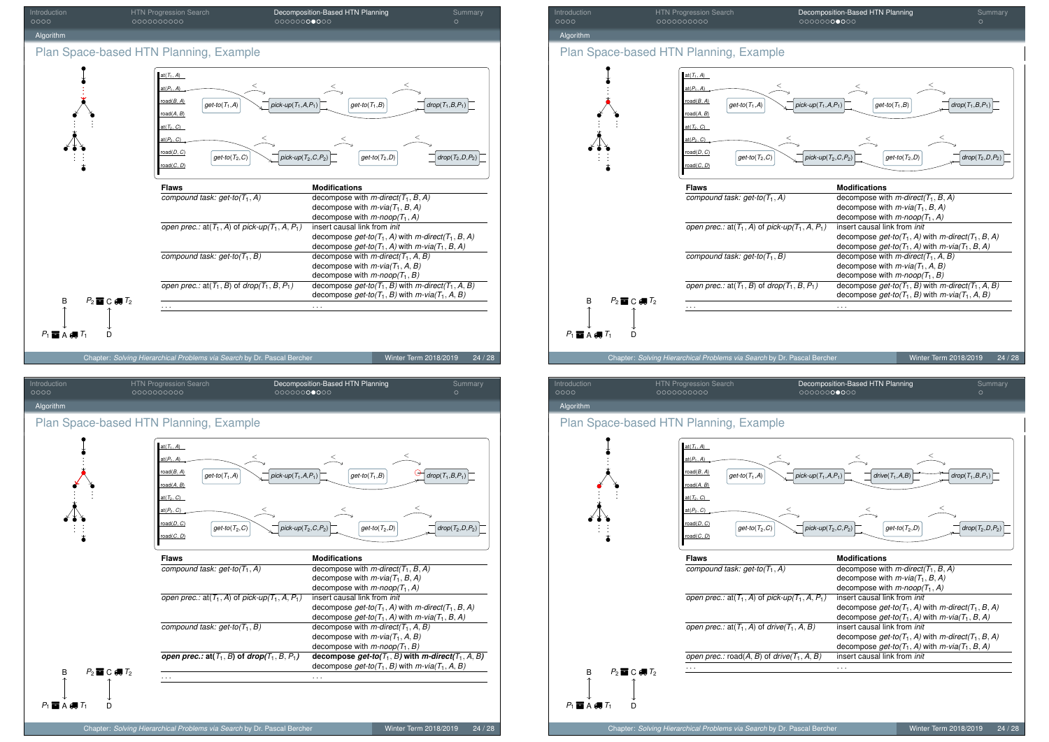## Plan Space-based HTN Planning, Example

| Flaws | Modifications |
|---|---|
| *compound task: get-to*($T_1$, $A$) | decompose with *m-direct*($T_1$, $B$, $A$) |
| | decompose with *m-via*($T_1$, $B$, $A$) |
| | decompose with *m-noop*($T_1$, $A$) |
| *open prec.:* at($T_1$, $A$) of *pick-up*($T_1$, $A$, $P_1$) | insert causal link from *init* |
| | decompose *get-to*($T_1$, $A$) with *m-direct*($T_1$, $B$, $A$) |
| | decompose *get-to*($T_1$, $A$) with *m-via*($T_1$, $B$, $A$) |
| *compound task: get-to*($T_1$, $B$) | decompose with *m-direct*($T_1$, $A$, $B$) |
| | decompose with *m-via*($T_1$, $A$, $B$) |
| | decompose with *m-noop*($T_1$, $B$) |
| *open prec.:* at($T_1$, $B$) of *drop*($T_1$, $B$, $P_1$) | decompose *get-to*($T_1$, $B$) with *m-direct*($T_1$, $A$, $B$) |
| | decompose *get-to*($T_1$, $B$) with *m-via*($T_1$, $A$, $B$) |
| ... | ... |

## Plan Space-based HTN Planning, Example

| Flaws | Modifications |
|---|---|
| *compound task: get-to*($T_1$, $A$) | decompose with *m-direct*($T_1$, $B$, $A$) |
| | decompose with *m-via*($T_1$, $B$, $A$) |
| | decompose with *m-noop*($T_1$, $A$) |
| *open prec.:* at($T_1$, $A$) of *pick-up*($T_1$, $A$, $P_1$) | insert causal link from *init* |
| | decompose *get-to*($T_1$, $A$) with *m-direct*($T_1$, $B$, $A$) |
| | decompose *get-to*($T_1$, $A$) with *m-via*($T_1$, $B$, $A$) |
| *compound task: get-to*($T_1$, $B$) | decompose with *m-direct*($T_1$, $A$, $B$) |
| | decompose with *m-via*($T_1$, $A$, $B$) |
| | decompose with *m-noop*($T_1$, $B$) |
| *open prec.:* at($T_1$, $B$) of *drop*($T_1$, $B$, $P_1$) | decompose *get-to*($T_1$, $B$) with *m-direct*($T_1$, $A$, $B$) |
| | decompose *get-to*($T_1$, $B$) with *m-via*($T_1$, $A$, $B$) |
| ... | ... |

## Plan Space-based HTN Planning, Example

| Flaws | Modifications |
|---|---|
| *compound task: get-to*($T_1$, $A$) | decompose with *m-direct*($T_1$, $B$, $A$) |
| | decompose with *m-via*($T_1$, $B$, $A$) |
| | decompose with *m-noop*($T_1$, $A$) |
| *open prec.:* at($T_1$, $A$) of *pick-up*($T_1$, $A$, $P_1$) | insert causal link from *init* |
| | decompose *get-to*($T_1$, $A$) with *m-direct*($T_1$, $B$, $A$) |
| | decompose *get-to*($T_1$, $A$) with *m-via*($T_1$, $B$, $A$) |
| *compound task: get-to*($T_1$, $B$) | decompose with *m-direct*($T_1$, $A$, $B$) |
| | decompose with *m-via*($T_1$, $A$, $B$) |
| | decompose with *m-noop*($T_1$, $B$) |
| ***open prec.:* at($T_1$, $B$) of *drop*($T_1$, $B$, $P_1$)** | **decompose *get-to*($T_1$, $B$) with *m-direct*($T_1$, $A$, $B$)** |
| | decompose *get-to*($T_1$, $B$) with *m-via*($T_1$, $A$, $B$) |
| ... | ... |

## Plan Space-based HTN Planning, Example

| Flaws | Modifications |
|---|---|
| *compound task: get-to*($T_1$, $A$) | decompose with *m-direct*($T_1$, $B$, $A$) |
| | decompose with *m-via*($T_1$, $B$, $A$) |
| | decompose with *m-noop*($T_1$, $A$) |
| *open prec.:* at($T_1$, $A$) of *pick-up*($T_1$, $A$, $P_1$) | insert causal link from *init* |
| | decompose *get-to*($T_1$, $A$) with *m-direct*($T_1$, $B$, $A$) |
| | decompose *get-to*($T_1$, $A$) with *m-via*($T_1$, $B$, $A$) |
| *open prec.:* at($T_1$, $A$) of *drive*($T_1$, $A$, $B$) | insert causal link from *init* |
| | decompose *get-to*($T_1$, $A$) with *m-direct*($T_1$, $B$, $A$) |
| | decompose *get-to*($T_1$, $A$) with *m-via*($T_1$, $B$, $A$) |
| *open prec.:* road($A$, $B$) of *drive*($T_1$, $A$, $B$) | insert causal link from *init* |
| ... | ... |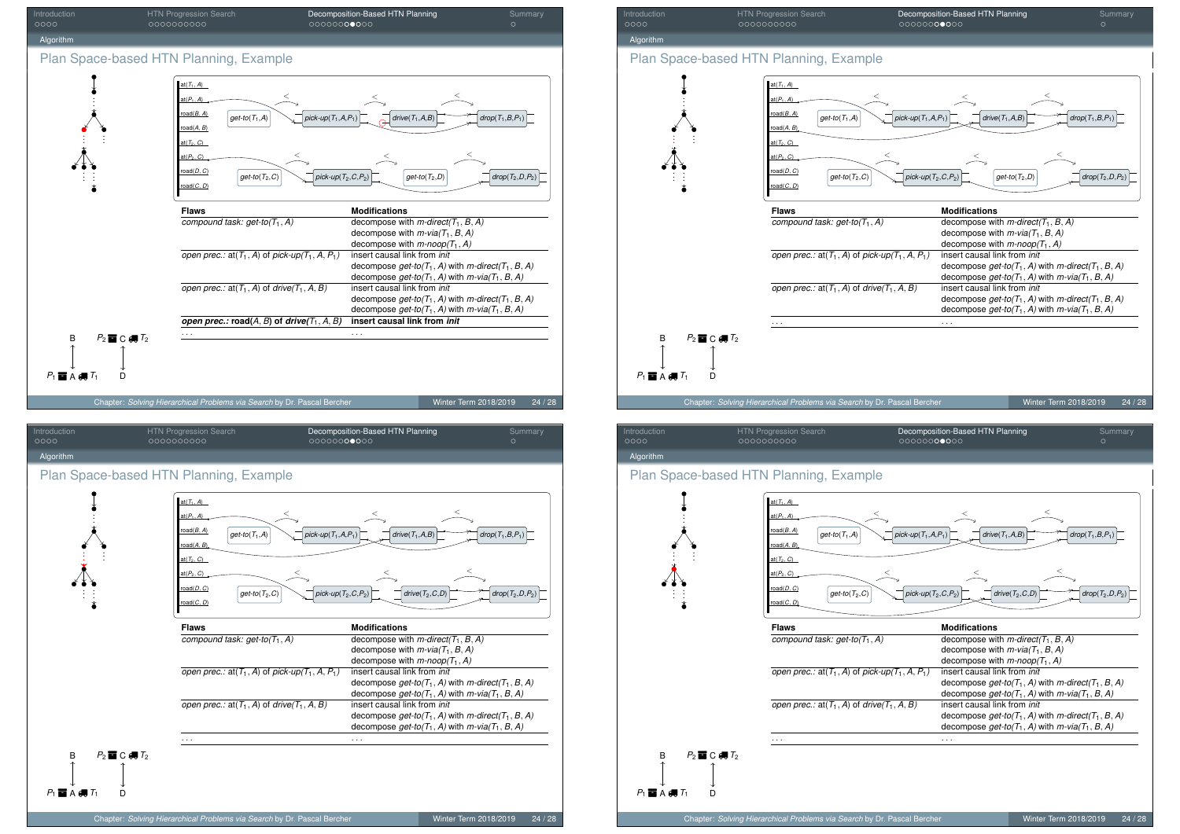## Plan Space-based HTN Planning, Example

| Flaws | Modifications |
| --- | --- |
| *compound task: get-to*($T_1$, $A$) | decompose with *m-direct*($T_1$, $B$, $A$) |
| | decompose with *m-via*($T_1$, $B$, $A$) |
| | decompose with *m-noop*($T_1$, $A$) |
| *open prec.:* at($T_1$, $A$) of *pick-up*($T_1$, $A$, $P_1$) | insert causal link from *init* |
| | decompose *get-to*($T_1$, $A$) with *m-direct*($T_1$, $B$, $A$) |
| | decompose *get-to*($T_1$, $A$) with *m-via*($T_1$, $B$, $A$) |
| *open prec.:* at($T_1$, $A$) of *drive*($T_1$, $A$, $B$) | insert causal link from *init* |
| | decompose *get-to*($T_1$, $A$) with *m-direct*($T_1$, $B$, $A$) |
| | decompose *get-to*($T_1$, $A$) with *m-via*($T_1$, $B$, $A$) |
| ***open prec.:*** **road($A$, $B$) of *drive*($T_1$, $A$, $B$)** | **insert causal link from *init*** |
| ... | ... |

## Plan Space-based HTN Planning, Example

| Flaws | Modifications |
| --- | --- |
| *compound task: get-to*($T_1$, $A$) | decompose with *m-direct*($T_1$, $B$, $A$) |
| | decompose with *m-via*($T_1$, $B$, $A$) |
| | decompose with *m-noop*($T_1$, $A$) |
| *open prec.:* at($T_1$, $A$) of *pick-up*($T_1$, $A$, $P_1$) | insert causal link from *init* |
| | decompose *get-to*($T_1$, $A$) with *m-direct*($T_1$, $B$, $A$) |
| | decompose *get-to*($T_1$, $A$) with *m-via*($T_1$, $B$, $A$) |
| *open prec.:* at($T_1$, $A$) of *drive*($T_1$, $A$, $B$) | insert causal link from *init* |
| | decompose *get-to*($T_1$, $A$) with *m-direct*($T_1$, $B$, $A$) |
| | decompose *get-to*($T_1$, $A$) with *m-via*($T_1$, $B$, $A$) |
| ... | ... |

## Plan Space-based HTN Planning, Example

| Flaws | Modifications |
| --- | --- |
| *compound task: get-to*($T_1$, $A$) | decompose with *m-direct*($T_1$, $B$, $A$) |
| | decompose with *m-via*($T_1$, $B$, $A$) |
| | decompose with *m-noop*($T_1$, $A$) |
| *open prec.:* at($T_1$, $A$) of *pick-up*($T_1$, $A$, $P_1$) | insert causal link from *init* |
| | decompose *get-to*($T_1$, $A$) with *m-direct*($T_1$, $B$, $A$) |
| | decompose *get-to*($T_1$, $A$) with *m-via*($T_1$, $B$, $A$) |
| *open prec.:* at($T_1$, $A$) of *drive*($T_1$, $A$, $B$) | insert causal link from *init* |
| | decompose *get-to*($T_1$, $A$) with *m-direct*($T_1$, $B$, $A$) |
| | decompose *get-to*($T_1$, $A$) with *m-via*($T_1$, $B$, $A$) |
| ... | ... |

## Plan Space-based HTN Planning, Example

| Flaws | Modifications |
| --- | --- |
| *compound task: get-to*($T_1$, $A$) | decompose with *m-direct*($T_1$, $B$, $A$) |
| | decompose with *m-via*($T_1$, $B$, $A$) |
| | decompose with *m-noop*($T_1$, $A$) |
| *open prec.:* at($T_1$, $A$) of *pick-up*($T_1$, $A$, $P_1$) | insert causal link from *init* |
| | decompose *get-to*($T_1$, $A$) with *m-direct*($T_1$, $B$, $A$) |
| | decompose *get-to*($T_1$, $A$) with *m-via*($T_1$, $B$, $A$) |
| *open prec.:* at($T_1$, $A$) of *drive*($T_1$, $A$, $B$) | insert causal link from *init* |
| | decompose *get-to*($T_1$, $A$) with *m-direct*($T_1$, $B$, $A$) |
| | decompose *get-to*($T_1$, $A$) with *m-via*($T_1$, $B$, $A$) |
| ... | ... |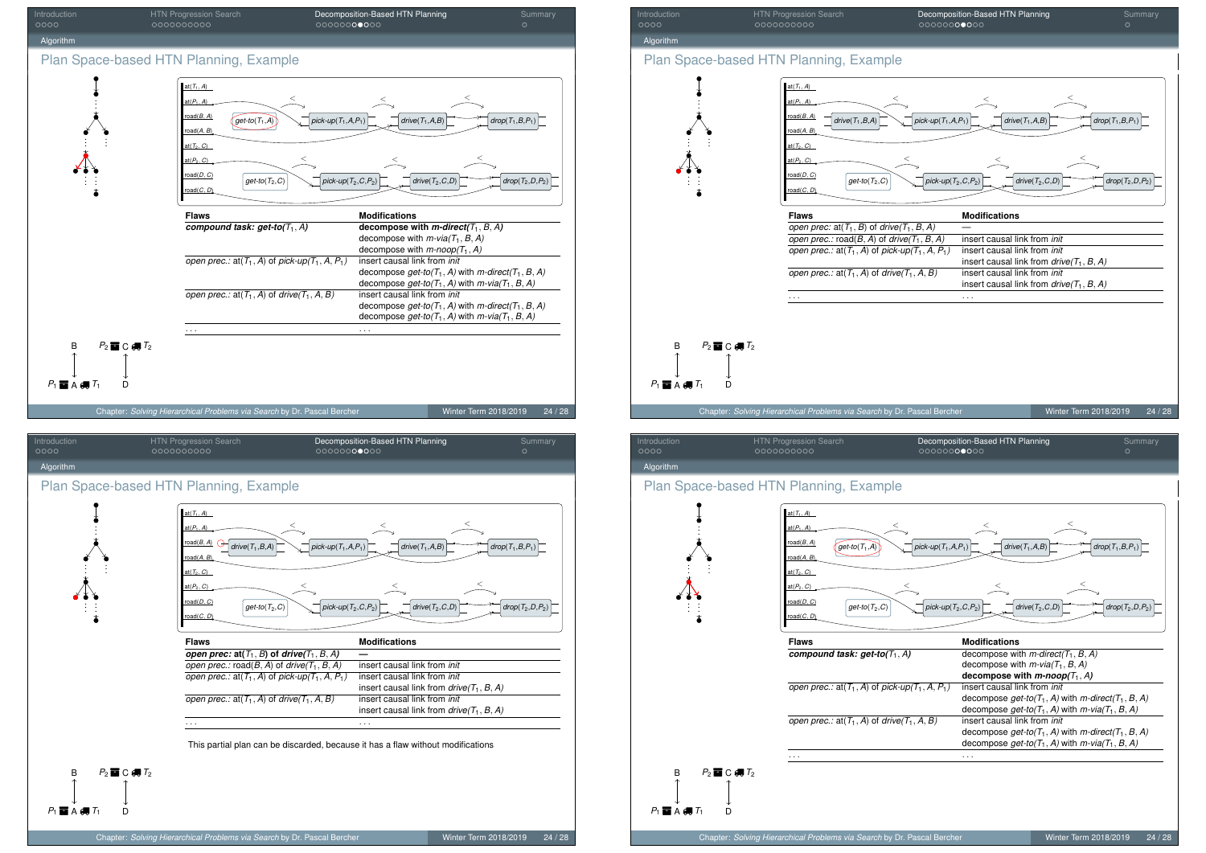## Plan Space-based HTN Planning, Example

| Flaws | Modifications |
|---|---|
| ***compound task: get-to***$(T_1, A)$ | **decompose with *m-direct***$(T_1, B, A)$ |
| | decompose with *m-via*$(T_1, B, A)$ |
| | decompose with *m-noop*$(T_1, A)$ |
| *open prec.:* at$(T_1, A)$ of *pick-up*$(T_1, A, P_1)$ | insert causal link from *init* |
| | decompose *get-to*$(T_1, A)$ with *m-direct*$(T_1, B, A)$ |
| | decompose *get-to*$(T_1, A)$ with *m-via*$(T_1, B, A)$ |
| *open prec.:* at$(T_1, A)$ of *drive*$(T_1, A, B)$ | insert causal link from *init* |
| | decompose *get-to*$(T_1, A)$ with *m-direct*$(T_1, B, A)$ |
| | decompose *get-to*$(T_1, A)$ with *m-via*$(T_1, B, A)$ |
| ... | ... |

## Plan Space-based HTN Planning, Example

| Flaws | Modifications |
|---|---|
| *open prec.:* at$(T_1, B)$ of *drive*$(T_1, B, A)$ | — |
| *open prec.:* road$(B, A)$ of *drive*$(T_1, B, A)$ | insert causal link from *init* |
| *open prec.:* at$(T_1, A)$ of *pick-up*$(T_1, A, P_1)$ | insert causal link from *init* |
| | insert causal link from *drive*$(T_1, B, A)$ |
| *open prec.:* at$(T_1, A)$ of *drive*$(T_1, A, B)$ | insert causal link from *init* |
| | insert causal link from *drive*$(T_1, B, A)$ |
| ... | ... |

## Plan Space-based HTN Planning, Example

| Flaws | Modifications |
|---|---|
| ***open prec:* at**$(T_1, B)$ **of *drive***$(T_1, B, A)$ | — |
| *open prec.:* road$(B, A)$ of *drive*$(T_1, B, A)$ | insert causal link from *init* |
| *open prec.:* at$(T_1, A)$ of *pick-up*$(T_1, A, P_1)$ | insert causal link from *init* |
| | insert causal link from *drive*$(T_1, B, A)$ |
| *open prec.:* at$(T_1, A)$ of *drive*$(T_1, A, B)$ | insert causal link from *init* |
| | insert causal link from *drive*$(T_1, B, A)$ |
| ... | ... |

This partial plan can be discarded, because it has a flaw without modifications

## Plan Space-based HTN Planning, Example

| Flaws | Modifications |
|---|---|
| ***compound task: get-to***$(T_1, A)$ | decompose with *m-direct*$(T_1, B, A)$ |
| | decompose with *m-via*$(T_1, B, A)$ |
| | **decompose with *m-noop***$(T_1, A)$ |
| *open prec.:* at$(T_1, A)$ of *pick-up*$(T_1, A, P_1)$ | insert causal link from *init* |
| | decompose *get-to*$(T_1, A)$ with *m-direct*$(T_1, B, A)$ |
| | decompose *get-to*$(T_1, A)$ with *m-via*$(T_1, B, A)$ |
| *open prec.:* at$(T_1, A)$ of *drive*$(T_1, A, B)$ | insert causal link from *init* |
| | decompose *get-to*$(T_1, A)$ with *m-direct*$(T_1, B, A)$ |
| | decompose *get-to*$(T_1, A)$ with *m-via*$(T_1, B, A)$ |
| ... | ... |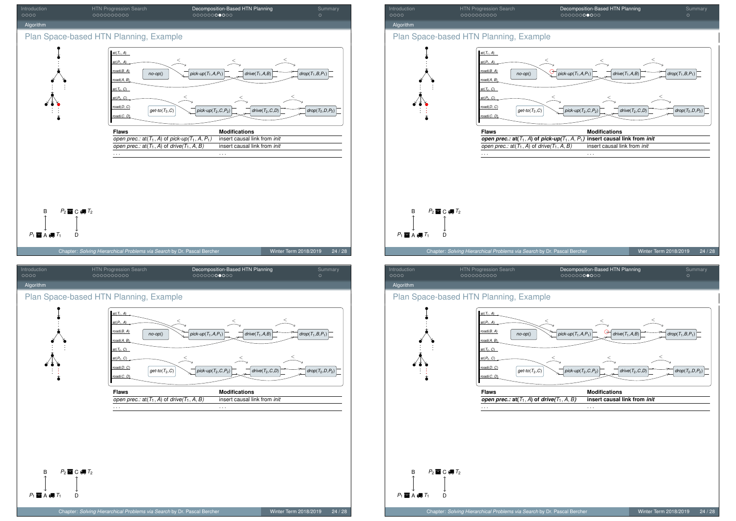## Plan Space-based HTN Planning, Example

| Flaws | Modifications |
|---|---|
| *open prec.:* at($T_1$, $A$) of *pick-up*($T_1$, $A$, $P_1$) | insert causal link from *init* |
| *open prec.:* at($T_1$, $A$) of *drive*($T_1$, $A$, $B$) | insert causal link from *init* |
| ... | ... |

## Plan Space-based HTN Planning, Example

| Flaws | Modifications |
|---|---|
| ***open prec.:* at($T_1$, $A$) of *pick-up*($T_1$, $A$, $P_1$)** | **insert causal link from *init*** |
| *open prec.:* at($T_1$, $A$) of *drive*($T_1$, $A$, $B$) | insert causal link from *init* |
| ... | ... |

## Plan Space-based HTN Planning, Example

| Flaws | Modifications |
|---|---|
| *open prec.:* at($T_1$, $A$) of *drive*($T_1$, $A$, $B$) | insert causal link from *init* |
| ... | ... |

## Plan Space-based HTN Planning, Example

| Flaws | Modifications |
|---|---|
| ***open prec.:* at($T_1$, $A$) of *drive*($T_1$, $A$, $B$)** | **insert causal link from *init*** |
| ... | ... |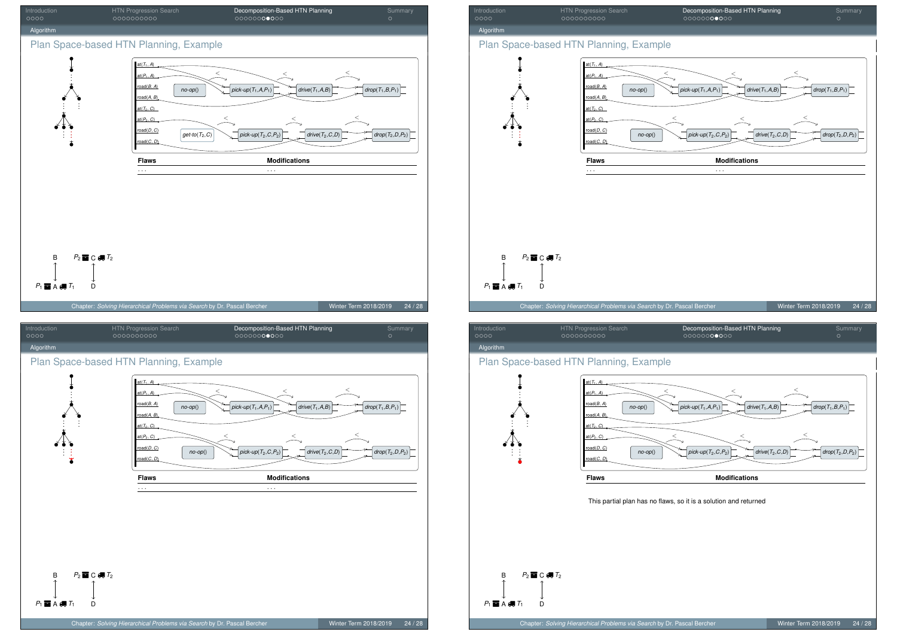## Algorithm

### Plan Space-based HTN Planning, Example

at($T_1$, A)
at($P_1$, A)
road(B, A)
road(A, B)
at($T_2$, C)
at($P_2$, C)
road(D, C)
road(C, D)

no-op() → pick-up($T_1$,A,$P_1$) → drive($T_1$,A,B) → drop($T_1$,B,$P_1$)

get-to($T_2$,C) → pick-up($T_2$,C,$P_2$) → drive($T_2$,C,D) → drop($T_2$,D,$P_2$)

| Flaws | Modifications |
|---|---|
| ... | ... |

B, $P_2$ C $T_2$, $P_1$ A $T_1$, D

---

## Algorithm

### Plan Space-based HTN Planning, Example

at($T_1$, A)
at($P_1$, A)
road(B, A)
road(A, B)
at($T_2$, C)
at($P_2$, C)
road(D, C)
road(C, D)

no-op() → pick-up($T_1$,A,$P_1$) → drive($T_1$,A,B) → drop($T_1$,B,$P_1$)

no-op() → pick-up($T_2$,C,$P_2$) → drive($T_2$,C,D) → drop($T_2$,D,$P_2$)

| Flaws | Modifications |
|---|---|
| ... | ... |

B, $P_2$ C $T_2$, $P_1$ A $T_1$, D

---

## Algorithm

### Plan Space-based HTN Planning, Example

at($T_1$, A)
at($P_1$, A)
road(B, A)
road(A, B)
at($T_2$, C)
at($P_2$, C)
road(D, C)
road(C, D)

no-op() → pick-up($T_1$,A,$P_1$) → drive($T_1$,A,B) → drop($T_1$,B,$P_1$)

no-op() → pick-up($T_2$,C,$P_2$) → drive($T_2$,C,D) → drop($T_2$,D,$P_2$)

| Flaws | Modifications |
|---|---|
| ... | ... |

B, $P_2$ C $T_2$, $P_1$ A $T_1$, D

---

## Algorithm

### Plan Space-based HTN Planning, Example

at($T_1$, A)
at($P_1$, A)
road(B, A)
road(A, B)
at($T_2$, C)
at($P_2$, C)
road(D, C)
road(C, D)

no-op() → pick-up($T_1$,A,$P_1$) → drive($T_1$,A,B) → drop($T_1$,B,$P_1$)

no-op() → pick-up($T_2$,C,$P_2$) → drive($T_2$,C,D) → drop($T_2$,D,$P_2$)

| Flaws | Modifications |
|---|---|

This partial plan has no flaws, so it is a solution and returned

B, $P_2$ C $T_2$, $P_1$ A $T_1$, D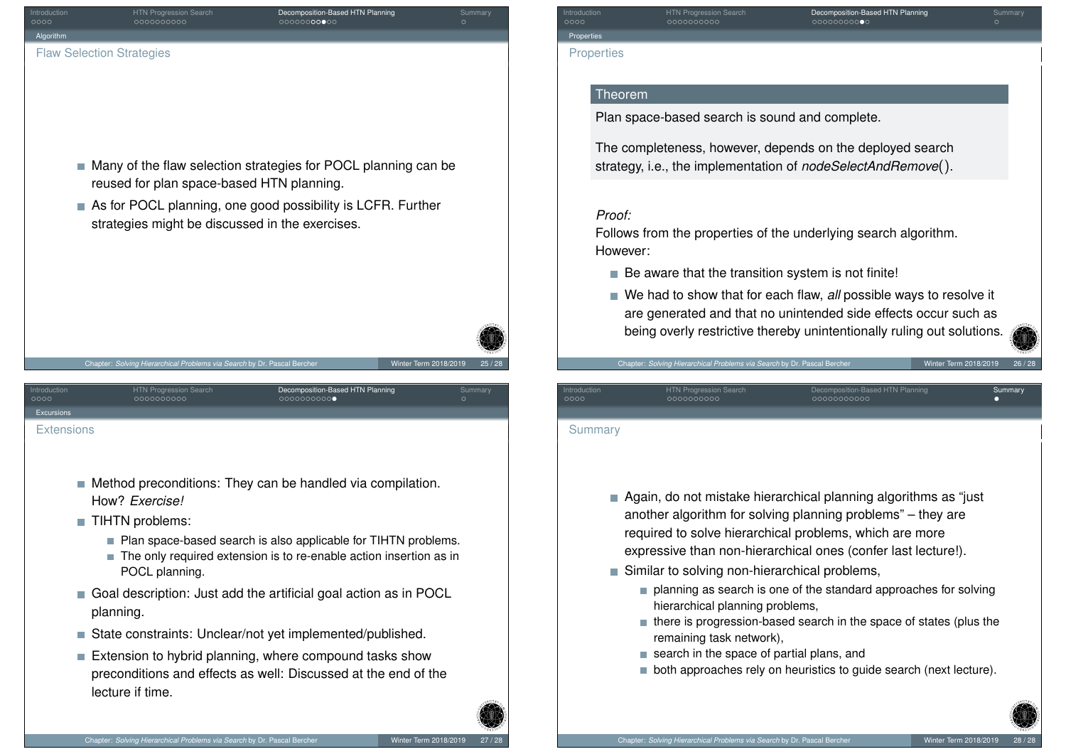## Flaw Selection Strategies

- Many of the flaw selection strategies for POCL planning can be reused for plan space-based HTN planning.
- As for POCL planning, one good possibility is LCFR. Further strategies might be discussed in the exercises.

## Properties

**Theorem**

Plan space-based search is sound and complete.

The completeness, however, depends on the deployed search strategy, i.e., the implementation of *nodeSelectAndRemove*().

*Proof:*

Follows from the properties of the underlying search algorithm. However:

- Be aware that the transition system is not finite!
- We had to show that for each flaw, *all* possible ways to resolve it are generated and that no unintended side effects occur such as being overly restrictive thereby unintentionally ruling out solutions.

## Extensions

- Method preconditions: They can be handled via compilation. How? *Exercise!*
- TIHTN problems:
  - Plan space-based search is also applicable for TIHTN problems.
  - The only required extension is to re-enable action insertion as in POCL planning.
- Goal description: Just add the artificial goal action as in POCL planning.
- State constraints: Unclear/not yet implemented/published.
- Extension to hybrid planning, where compound tasks show preconditions and effects as well: Discussed at the end of the lecture if time.

## Summary

- Again, do not mistake hierarchical planning algorithms as “just another algorithm for solving planning problems” – they are required to solve hierarchical problems, which are more expressive than non-hierarchical ones (confer last lecture!).
- Similar to solving non-hierarchical problems,
  - planning as search is one of the standard approaches for solving hierarchical planning problems,
  - there is progression-based search in the space of states (plus the remaining task network),
  - search in the space of partial plans, and
  - both approaches rely on heuristics to guide search (next lecture).